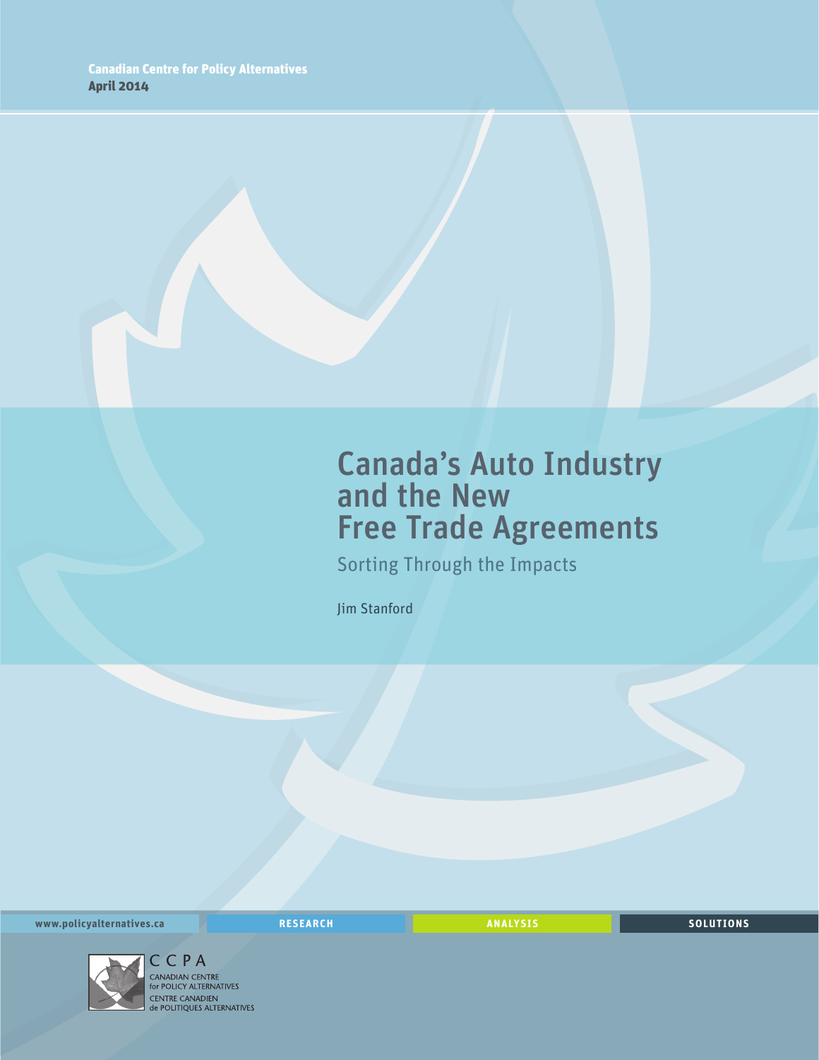Canadian Centre for Policy Alternatives
April 2014

# Canada's Auto Industry and the New Free Trade Agreements

## Sorting Through the Impacts

Jim Stanford

www.policyalternatives.ca RESEARCH ANALYSIS SOLUTIONS

CCPA
CANADIAN CENTRE for POLICY ALTERNATIVES
CENTRE CANADIEN de POLITIQUES ALTERNATIVES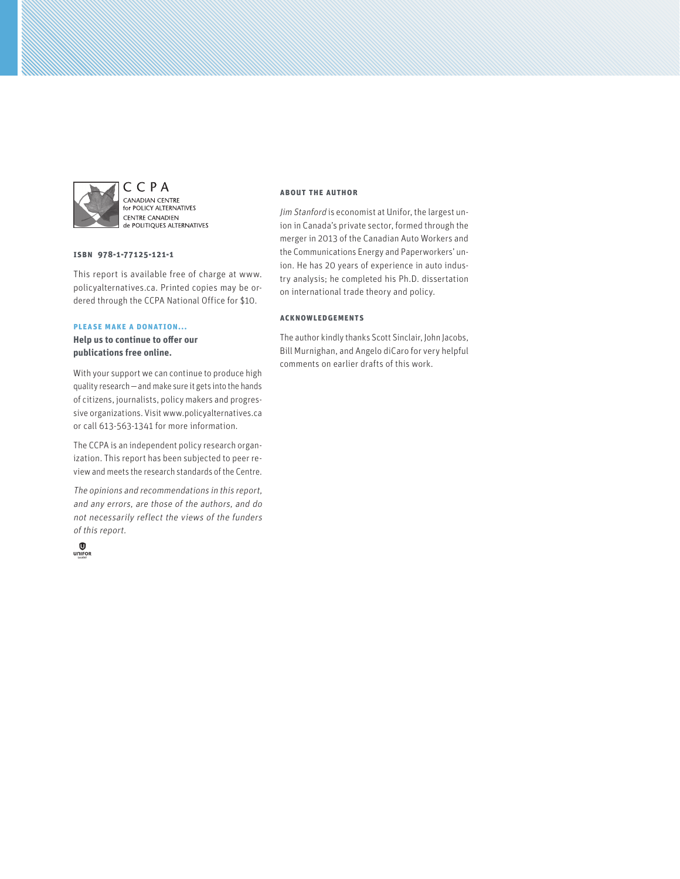CCPA
CANADIAN CENTRE for POLICY ALTERNATIVES
CENTRE CANADIEN de POLITIQUES ALTERNATIVES

**ISBN 978-1-77125-121-1**

This report is available free of charge at www.policyalternatives.ca. Printed copies may be ordered through the CCPA National Office for $10.

**PLEASE MAKE A DONATION...**

**Help us to continue to offer our publications free online.**

With your support we can continue to produce high quality research — and make sure it gets into the hands of citizens, journalists, policy makers and progressive organizations. Visit www.policyalternatives.ca or call 613-563-1341 for more information.

The CCPA is an independent policy research organization. This report has been subjected to peer review and meets the research standards of the Centre.

*The opinions and recommendations in this report, and any errors, are those of the authors, and do not necessarily reflect the views of the funders of this report.*

UNIFOR

**ABOUT THE AUTHOR**

*Jim Stanford* is economist at Unifor, the largest union in Canada's private sector, formed through the merger in 2013 of the Canadian Auto Workers and the Communications Energy and Paperworkers' union. He has 20 years of experience in auto industry analysis; he completed his Ph.D. dissertation on international trade theory and policy.

**ACKNOWLEDGEMENTS**

The author kindly thanks Scott Sinclair, John Jacobs, Bill Murnighan, and Angelo diCaro for very helpful comments on earlier drafts of this work.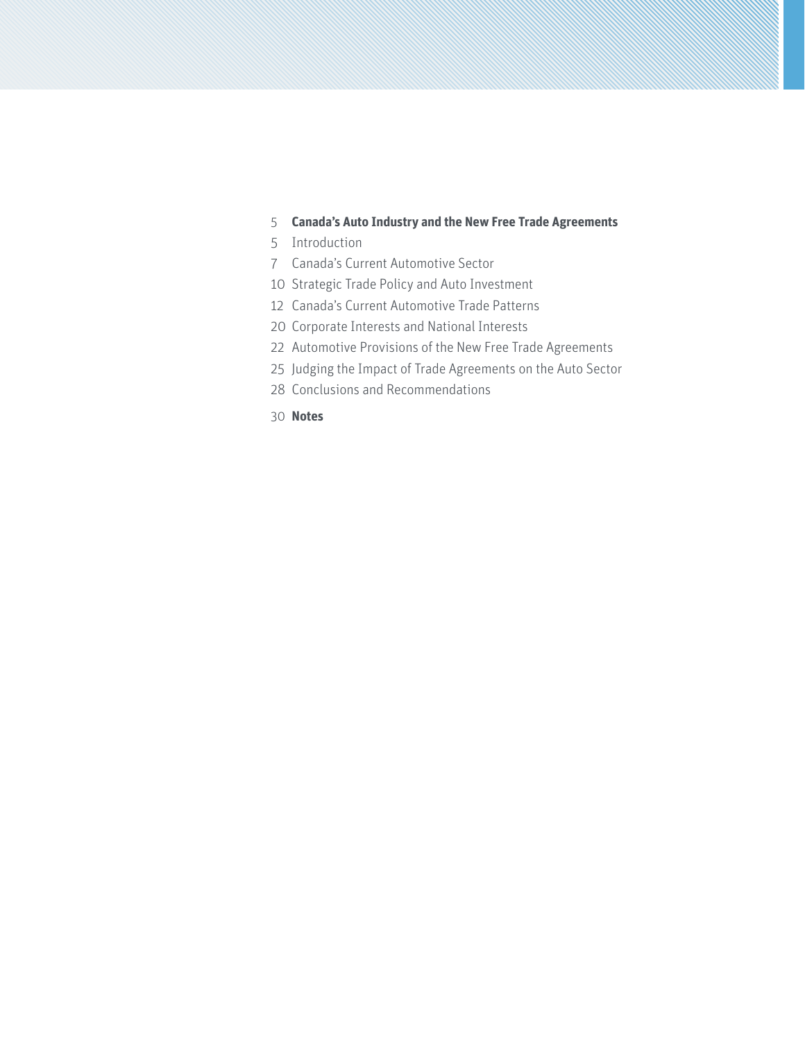5 **Canada's Auto Industry and the New Free Trade Agreements**

5 Introduction

7 Canada's Current Automotive Sector

10 Strategic Trade Policy and Auto Investment

12 Canada's Current Automotive Trade Patterns

20 Corporate Interests and National Interests

22 Automotive Provisions of the New Free Trade Agreements

25 Judging the Impact of Trade Agreements on the Auto Sector

28 Conclusions and Recommendations

30 **Notes**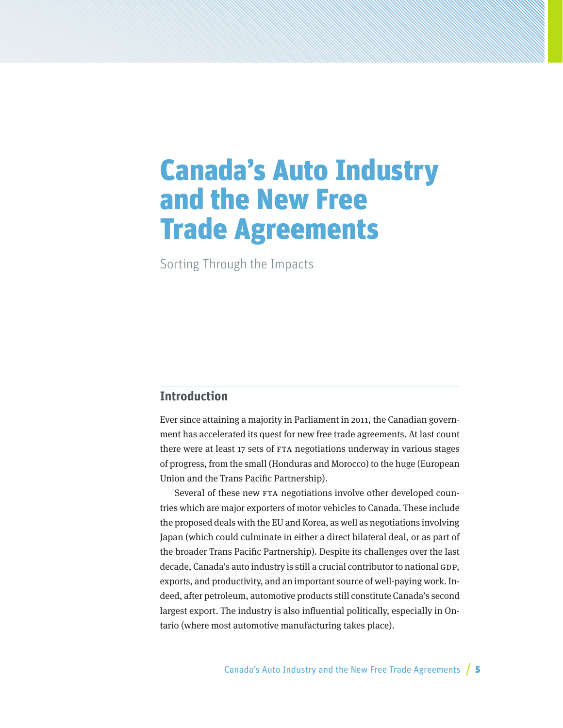# Canada's Auto Industry and the New Free Trade Agreements

Sorting Through the Impacts

## Introduction

Ever since attaining a majority in Parliament in 2011, the Canadian government has accelerated its quest for new free trade agreements. At last count there were at least 17 sets of FTA negotiations underway in various stages of progress, from the small (Honduras and Morocco) to the huge (European Union and the Trans Pacific Partnership).

Several of these new FTA negotiations involve other developed countries which are major exporters of motor vehicles to Canada. These include the proposed deals with the EU and Korea, as well as negotiations involving Japan (which could culminate in either a direct bilateral deal, or as part of the broader Trans Pacific Partnership). Despite its challenges over the last decade, Canada's auto industry is still a crucial contributor to national GDP, exports, and productivity, and an important source of well-paying work. Indeed, after petroleum, automotive products still constitute Canada's second largest export. The industry is also influential politically, especially in Ontario (where most automotive manufacturing takes place).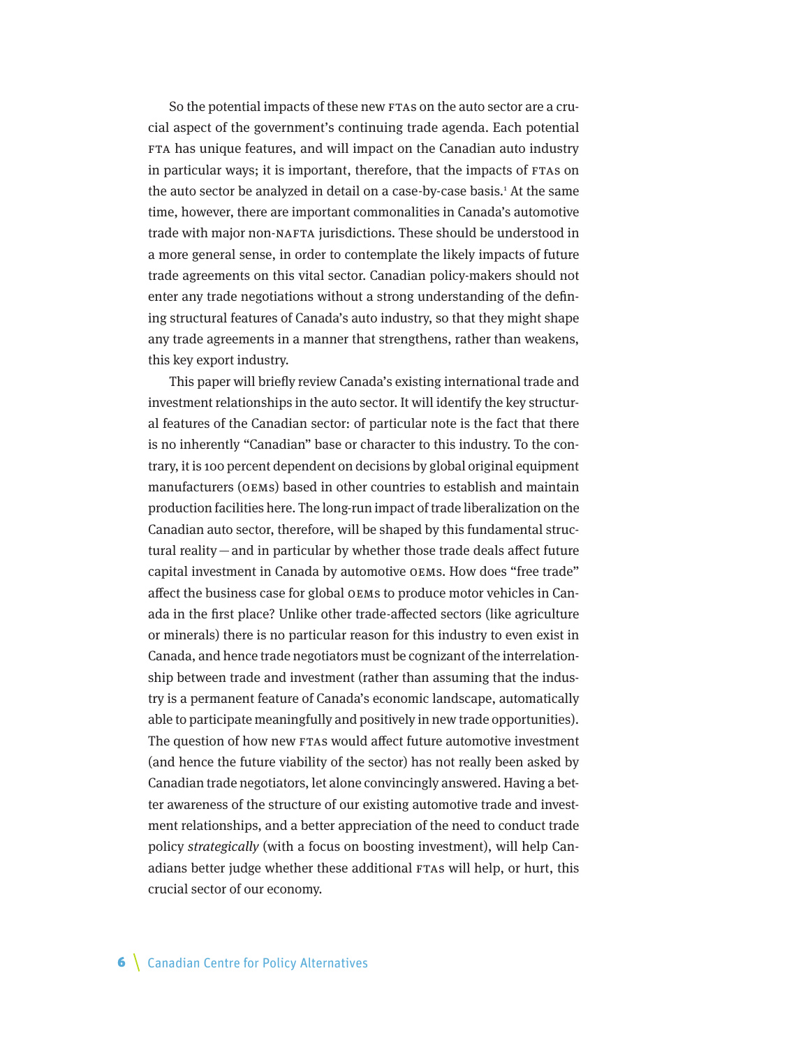So the potential impacts of these new FTAs on the auto sector are a crucial aspect of the government's continuing trade agenda. Each potential FTA has unique features, and will impact on the Canadian auto industry in particular ways; it is important, therefore, that the impacts of FTAs on the auto sector be analyzed in detail on a case-by-case basis.[1] At the same time, however, there are important commonalities in Canada's automotive trade with major non-NAFTA jurisdictions. These should be understood in a more general sense, in order to contemplate the likely impacts of future trade agreements on this vital sector. Canadian policy-makers should not enter any trade negotiations without a strong understanding of the defining structural features of Canada's auto industry, so that they might shape any trade agreements in a manner that strengthens, rather than weakens, this key export industry.

This paper will briefly review Canada's existing international trade and investment relationships in the auto sector. It will identify the key structural features of the Canadian sector: of particular note is the fact that there is no inherently "Canadian" base or character to this industry. To the contrary, it is 100 percent dependent on decisions by global original equipment manufacturers (OEMs) based in other countries to establish and maintain production facilities here. The long-run impact of trade liberalization on the Canadian auto sector, therefore, will be shaped by this fundamental structural reality — and in particular by whether those trade deals affect future capital investment in Canada by automotive OEMs. How does "free trade" affect the business case for global OEMs to produce motor vehicles in Canada in the first place? Unlike other trade-affected sectors (like agriculture or minerals) there is no particular reason for this industry to even exist in Canada, and hence trade negotiators must be cognizant of the interrelationship between trade and investment (rather than assuming that the industry is a permanent feature of Canada's economic landscape, automatically able to participate meaningfully and positively in new trade opportunities). The question of how new FTAs would affect future automotive investment (and hence the future viability of the sector) has not really been asked by Canadian trade negotiators, let alone convincingly answered. Having a better awareness of the structure of our existing automotive trade and investment relationships, and a better appreciation of the need to conduct trade policy *strategically* (with a focus on boosting investment), will help Canadians better judge whether these additional FTAs will help, or hurt, this crucial sector of our economy.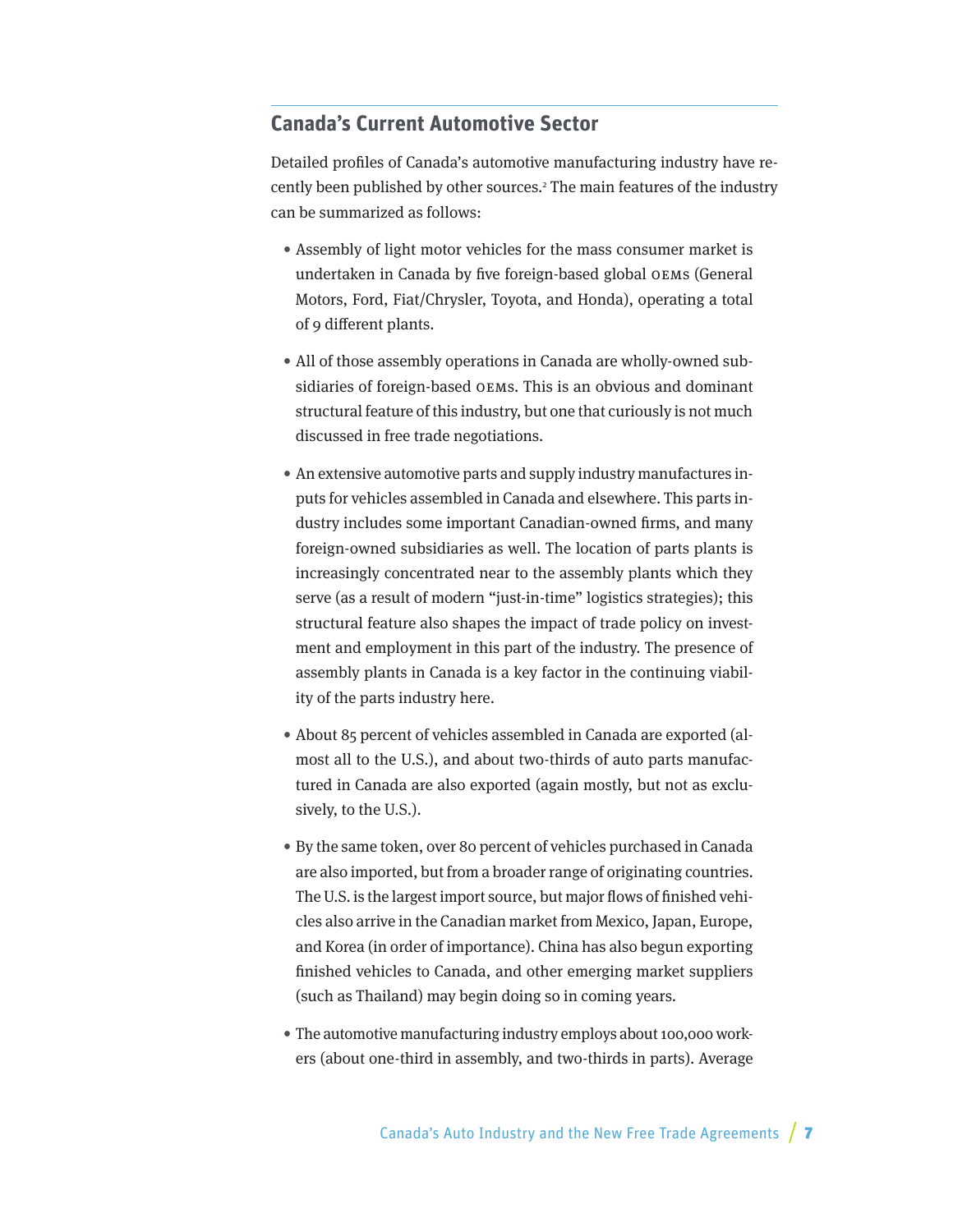## Canada's Current Automotive Sector

Detailed profiles of Canada's automotive manufacturing industry have recently been published by other sources.[2] The main features of the industry can be summarized as follows:

- Assembly of light motor vehicles for the mass consumer market is undertaken in Canada by five foreign-based global OEMs (General Motors, Ford, Fiat/Chrysler, Toyota, and Honda), operating a total of 9 different plants.

- All of those assembly operations in Canada are wholly-owned subsidiaries of foreign-based OEMs. This is an obvious and dominant structural feature of this industry, but one that curiously is not much discussed in free trade negotiations.

- An extensive automotive parts and supply industry manufactures inputs for vehicles assembled in Canada and elsewhere. This parts industry includes some important Canadian-owned firms, and many foreign-owned subsidiaries as well. The location of parts plants is increasingly concentrated near to the assembly plants which they serve (as a result of modern "just-in-time" logistics strategies); this structural feature also shapes the impact of trade policy on investment and employment in this part of the industry. The presence of assembly plants in Canada is a key factor in the continuing viability of the parts industry here.

- About 85 percent of vehicles assembled in Canada are exported (almost all to the U.S.), and about two-thirds of auto parts manufactured in Canada are also exported (again mostly, but not as exclusively, to the U.S.).

- By the same token, over 80 percent of vehicles purchased in Canada are also imported, but from a broader range of originating countries. The U.S. is the largest import source, but major flows of finished vehicles also arrive in the Canadian market from Mexico, Japan, Europe, and Korea (in order of importance). China has also begun exporting finished vehicles to Canada, and other emerging market suppliers (such as Thailand) may begin doing so in coming years.

- The automotive manufacturing industry employs about 100,000 workers (about one-third in assembly, and two-thirds in parts). Average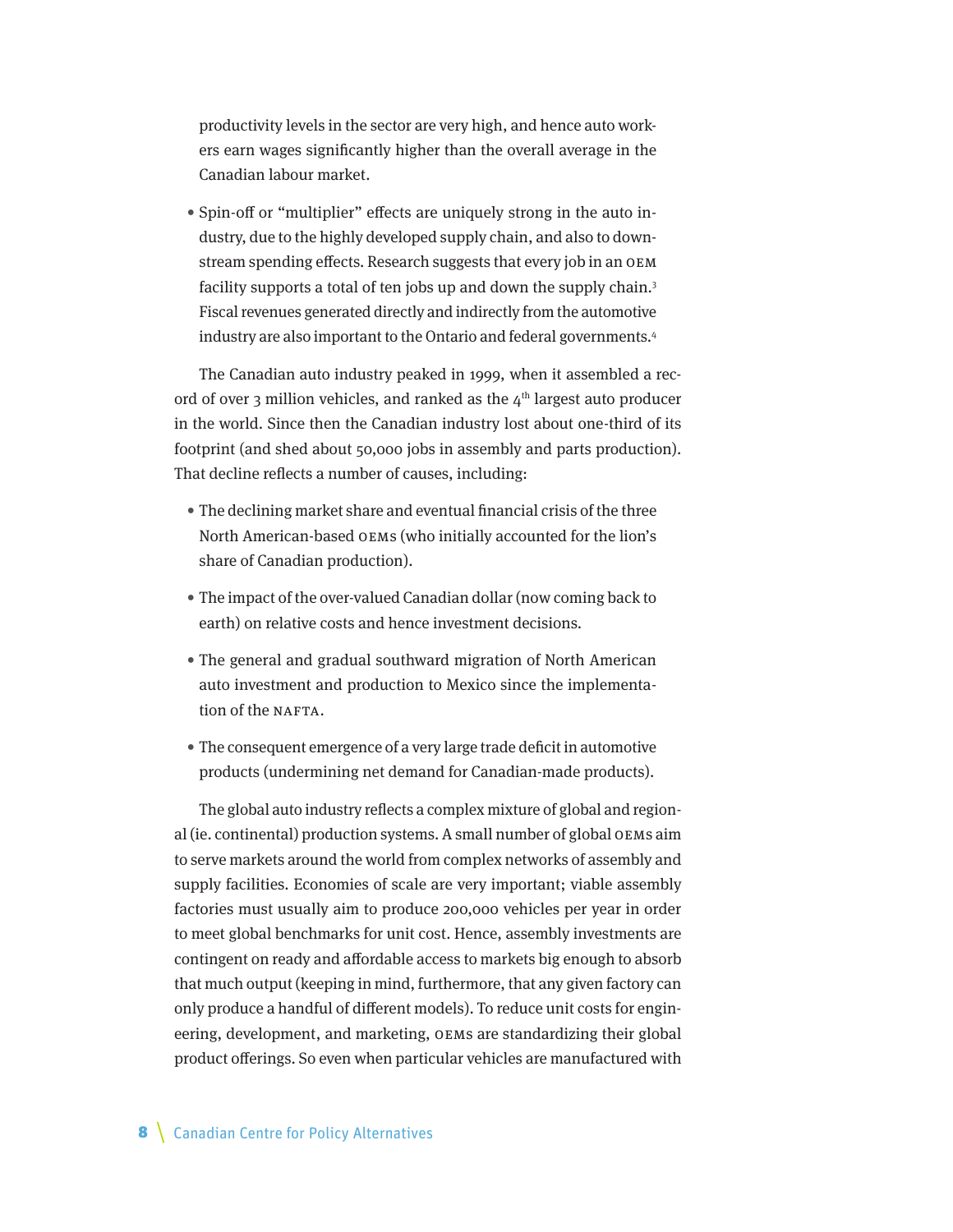productivity levels in the sector are very high, and hence auto workers earn wages significantly higher than the overall average in the Canadian labour market.

- Spin-off or "multiplier" effects are uniquely strong in the auto industry, due to the highly developed supply chain, and also to downstream spending effects. Research suggests that every job in an OEM facility supports a total of ten jobs up and down the supply chain.[3] Fiscal revenues generated directly and indirectly from the automotive industry are also important to the Ontario and federal governments.[4]

The Canadian auto industry peaked in 1999, when it assembled a record of over 3 million vehicles, and ranked as the 4th largest auto producer in the world. Since then the Canadian industry lost about one-third of its footprint (and shed about 50,000 jobs in assembly and parts production). That decline reflects a number of causes, including:

- The declining market share and eventual financial crisis of the three North American-based OEMs (who initially accounted for the lion's share of Canadian production).
- The impact of the over-valued Canadian dollar (now coming back to earth) on relative costs and hence investment decisions.
- The general and gradual southward migration of North American auto investment and production to Mexico since the implementation of the NAFTA.
- The consequent emergence of a very large trade deficit in automotive products (undermining net demand for Canadian-made products).

The global auto industry reflects a complex mixture of global and regional (ie. continental) production systems. A small number of global OEMs aim to serve markets around the world from complex networks of assembly and supply facilities. Economies of scale are very important; viable assembly factories must usually aim to produce 200,000 vehicles per year in order to meet global benchmarks for unit cost. Hence, assembly investments are contingent on ready and affordable access to markets big enough to absorb that much output (keeping in mind, furthermore, that any given factory can only produce a handful of different models). To reduce unit costs for engineering, development, and marketing, OEMs are standardizing their global product offerings. So even when particular vehicles are manufactured with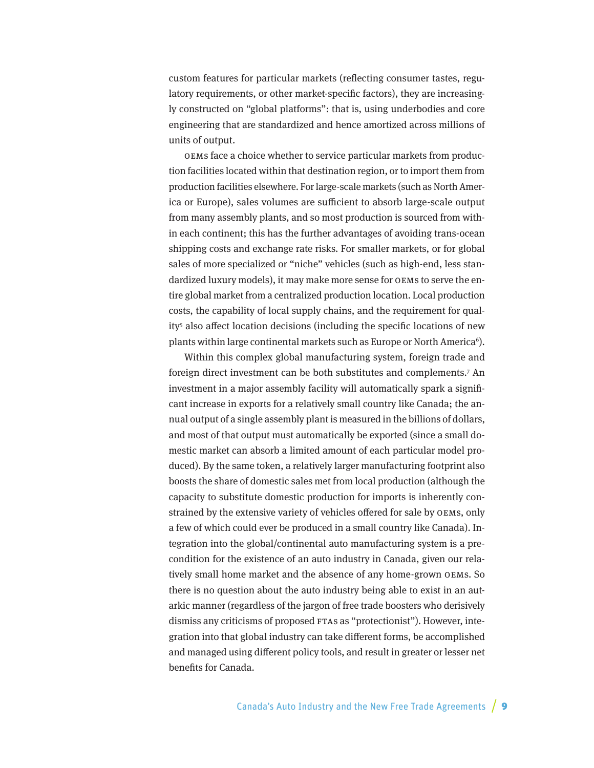custom features for particular markets (reflecting consumer tastes, regulatory requirements, or other market-specific factors), they are increasingly constructed on "global platforms": that is, using underbodies and core engineering that are standardized and hence amortized across millions of units of output.

OEMs face a choice whether to service particular markets from production facilities located within that destination region, or to import them from production facilities elsewhere. For large-scale markets (such as North America or Europe), sales volumes are sufficient to absorb large-scale output from many assembly plants, and so most production is sourced from within each continent; this has the further advantages of avoiding trans-ocean shipping costs and exchange rate risks. For smaller markets, or for global sales of more specialized or "niche" vehicles (such as high-end, less standardized luxury models), it may make more sense for OEMs to serve the entire global market from a centralized production location. Local production costs, the capability of local supply chains, and the requirement for quality[5] also affect location decisions (including the specific locations of new plants within large continental markets such as Europe or North America[6]).

Within this complex global manufacturing system, foreign trade and foreign direct investment can be both substitutes and complements.[7] An investment in a major assembly facility will automatically spark a significant increase in exports for a relatively small country like Canada; the annual output of a single assembly plant is measured in the billions of dollars, and most of that output must automatically be exported (since a small domestic market can absorb a limited amount of each particular model produced). By the same token, a relatively larger manufacturing footprint also boosts the share of domestic sales met from local production (although the capacity to substitute domestic production for imports is inherently constrained by the extensive variety of vehicles offered for sale by OEMs, only a few of which could ever be produced in a small country like Canada). Integration into the global/continental auto manufacturing system is a precondition for the existence of an auto industry in Canada, given our relatively small home market and the absence of any home-grown OEMs. So there is no question about the auto industry being able to exist in an autarkic manner (regardless of the jargon of free trade boosters who derisively dismiss any criticisms of proposed FTAs as "protectionist"). However, integration into that global industry can take different forms, be accomplished and managed using different policy tools, and result in greater or lesser net benefits for Canada.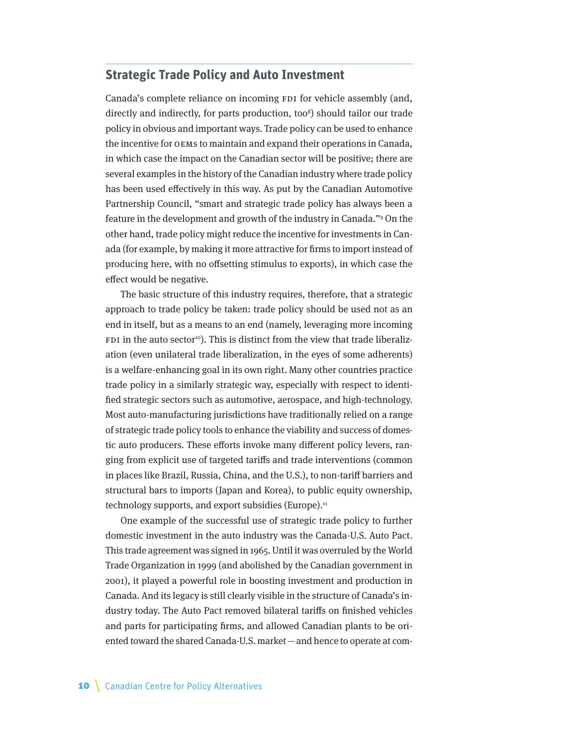## Strategic Trade Policy and Auto Investment

Canada's complete reliance on incoming FDI for vehicle assembly (and, directly and indirectly, for parts production, too[8]) should tailor our trade policy in obvious and important ways. Trade policy can be used to enhance the incentive for OEMs to maintain and expand their operations in Canada, in which case the impact on the Canadian sector will be positive; there are several examples in the history of the Canadian industry where trade policy has been used effectively in this way. As put by the Canadian Automotive Partnership Council, "smart and strategic trade policy has always been a feature in the development and growth of the industry in Canada."[9] On the other hand, trade policy might reduce the incentive for investments in Canada (for example, by making it more attractive for firms to import instead of producing here, with no offsetting stimulus to exports), in which case the effect would be negative.

The basic structure of this industry requires, therefore, that a strategic approach to trade policy be taken: trade policy should be used not as an end in itself, but as a means to an end (namely, leveraging more incoming FDI in the auto sector[10]). This is distinct from the view that trade liberalization (even unilateral trade liberalization, in the eyes of some adherents) is a welfare-enhancing goal in its own right. Many other countries practice trade policy in a similarly strategic way, especially with respect to identified strategic sectors such as automotive, aerospace, and high-technology. Most auto-manufacturing jurisdictions have traditionally relied on a range of strategic trade policy tools to enhance the viability and success of domestic auto producers. These efforts invoke many different policy levers, ranging from explicit use of targeted tariffs and trade interventions (common in places like Brazil, Russia, China, and the U.S.), to non-tariff barriers and structural bars to imports (Japan and Korea), to public equity ownership, technology supports, and export subsidies (Europe).[11]

One example of the successful use of strategic trade policy to further domestic investment in the auto industry was the Canada-U.S. Auto Pact. This trade agreement was signed in 1965. Until it was overruled by the World Trade Organization in 1999 (and abolished by the Canadian government in 2001), it played a powerful role in boosting investment and production in Canada. And its legacy is still clearly visible in the structure of Canada's industry today. The Auto Pact removed bilateral tariffs on finished vehicles and parts for participating firms, and allowed Canadian plants to be oriented toward the shared Canada-U.S. market — and hence to operate at com-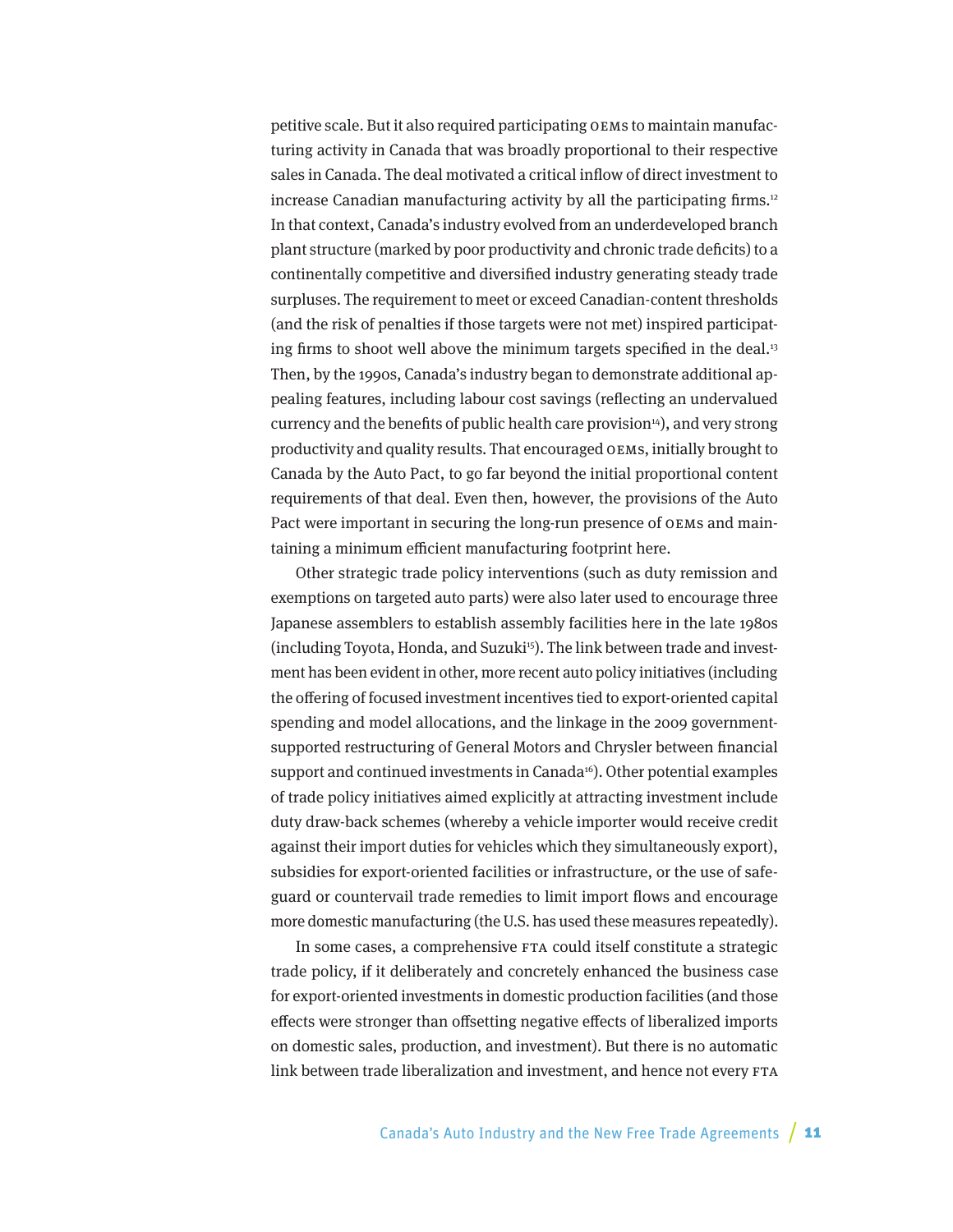petitive scale. But it also required participating OEMs to maintain manufacturing activity in Canada that was broadly proportional to their respective sales in Canada. The deal motivated a critical inflow of direct investment to increase Canadian manufacturing activity by all the participating firms.[12] In that context, Canada's industry evolved from an underdeveloped branch plant structure (marked by poor productivity and chronic trade deficits) to a continentally competitive and diversified industry generating steady trade surpluses. The requirement to meet or exceed Canadian-content thresholds (and the risk of penalties if those targets were not met) inspired participating firms to shoot well above the minimum targets specified in the deal.[13] Then, by the 1990s, Canada's industry began to demonstrate additional appealing features, including labour cost savings (reflecting an undervalued currency and the benefits of public health care provision[14]), and very strong productivity and quality results. That encouraged OEMs, initially brought to Canada by the Auto Pact, to go far beyond the initial proportional content requirements of that deal. Even then, however, the provisions of the Auto Pact were important in securing the long-run presence of OEMs and maintaining a minimum efficient manufacturing footprint here.

Other strategic trade policy interventions (such as duty remission and exemptions on targeted auto parts) were also later used to encourage three Japanese assemblers to establish assembly facilities here in the late 1980s (including Toyota, Honda, and Suzuki[15]). The link between trade and investment has been evident in other, more recent auto policy initiatives (including the offering of focused investment incentives tied to export-oriented capital spending and model allocations, and the linkage in the 2009 government-supported restructuring of General Motors and Chrysler between financial support and continued investments in Canada[16]). Other potential examples of trade policy initiatives aimed explicitly at attracting investment include duty draw-back schemes (whereby a vehicle importer would receive credit against their import duties for vehicles which they simultaneously export), subsidies for export-oriented facilities or infrastructure, or the use of safeguard or countervail trade remedies to limit import flows and encourage more domestic manufacturing (the U.S. has used these measures repeatedly).

In some cases, a comprehensive FTA could itself constitute a strategic trade policy, if it deliberately and concretely enhanced the business case for export-oriented investments in domestic production facilities (and those effects were stronger than offsetting negative effects of liberalized imports on domestic sales, production, and investment). But there is no automatic link between trade liberalization and investment, and hence not every FTA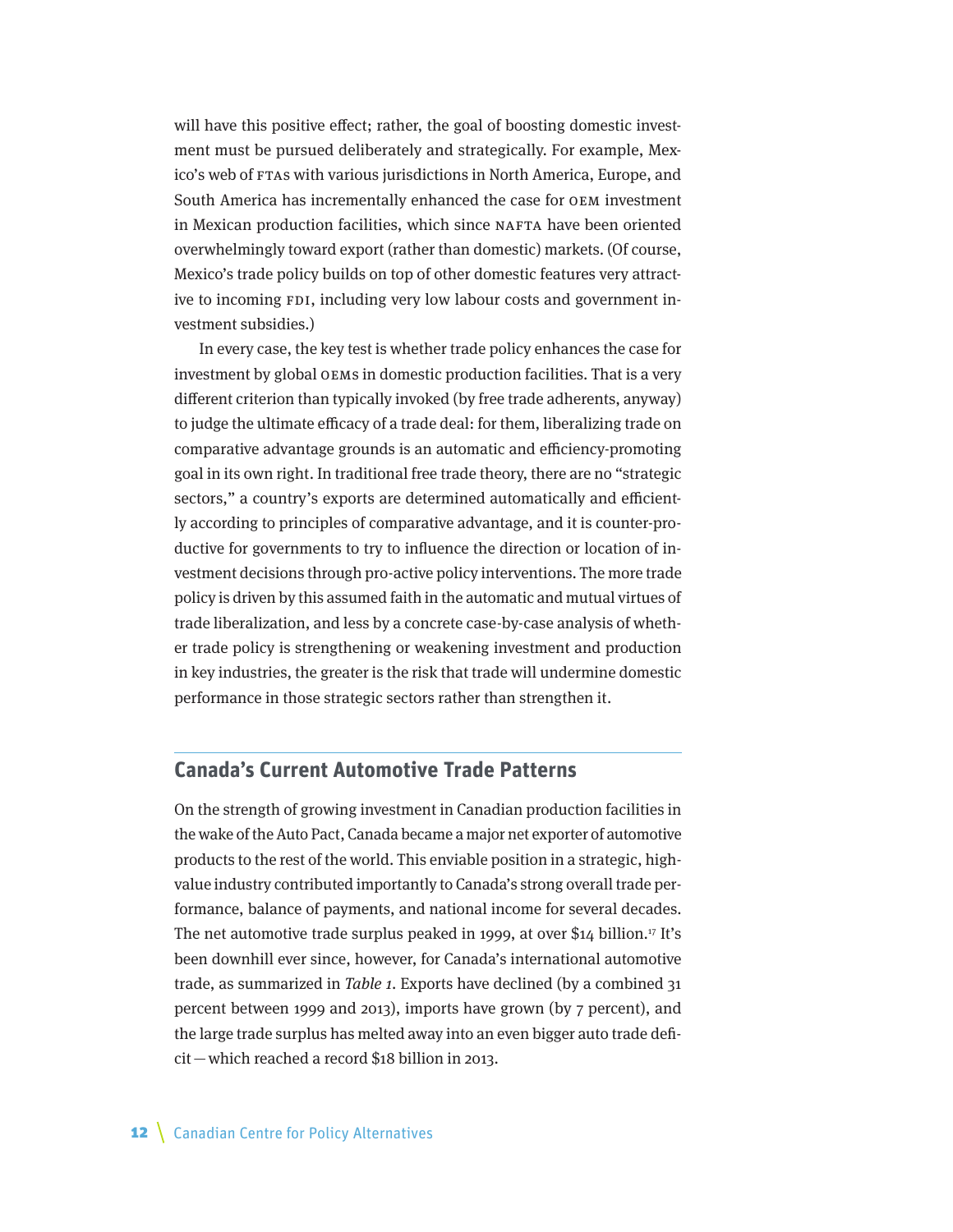will have this positive effect; rather, the goal of boosting domestic investment must be pursued deliberately and strategically. For example, Mexico's web of FTAs with various jurisdictions in North America, Europe, and South America has incrementally enhanced the case for OEM investment in Mexican production facilities, which since NAFTA have been oriented overwhelmingly toward export (rather than domestic) markets. (Of course, Mexico's trade policy builds on top of other domestic features very attractive to incoming FDI, including very low labour costs and government investment subsidies.)

In every case, the key test is whether trade policy enhances the case for investment by global OEMs in domestic production facilities. That is a very different criterion than typically invoked (by free trade adherents, anyway) to judge the ultimate efficacy of a trade deal: for them, liberalizing trade on comparative advantage grounds is an automatic and efficiency-promoting goal in its own right. In traditional free trade theory, there are no "strategic sectors," a country's exports are determined automatically and efficiently according to principles of comparative advantage, and it is counter-productive for governments to try to influence the direction or location of investment decisions through pro-active policy interventions. The more trade policy is driven by this assumed faith in the automatic and mutual virtues of trade liberalization, and less by a concrete case-by-case analysis of whether trade policy is strengthening or weakening investment and production in key industries, the greater is the risk that trade will undermine domestic performance in those strategic sectors rather than strengthen it.

## Canada's Current Automotive Trade Patterns

On the strength of growing investment in Canadian production facilities in the wake of the Auto Pact, Canada became a major net exporter of automotive products to the rest of the world. This enviable position in a strategic, high-value industry contributed importantly to Canada's strong overall trade performance, balance of payments, and national income for several decades. The net automotive trade surplus peaked in 1999, at over $14 billion.[17] It's been downhill ever since, however, for Canada's international automotive trade, as summarized in *Table 1*. Exports have declined (by a combined 31 percent between 1999 and 2013), imports have grown (by 7 percent), and the large trade surplus has melted away into an even bigger auto trade deficit—which reached a record $18 billion in 2013.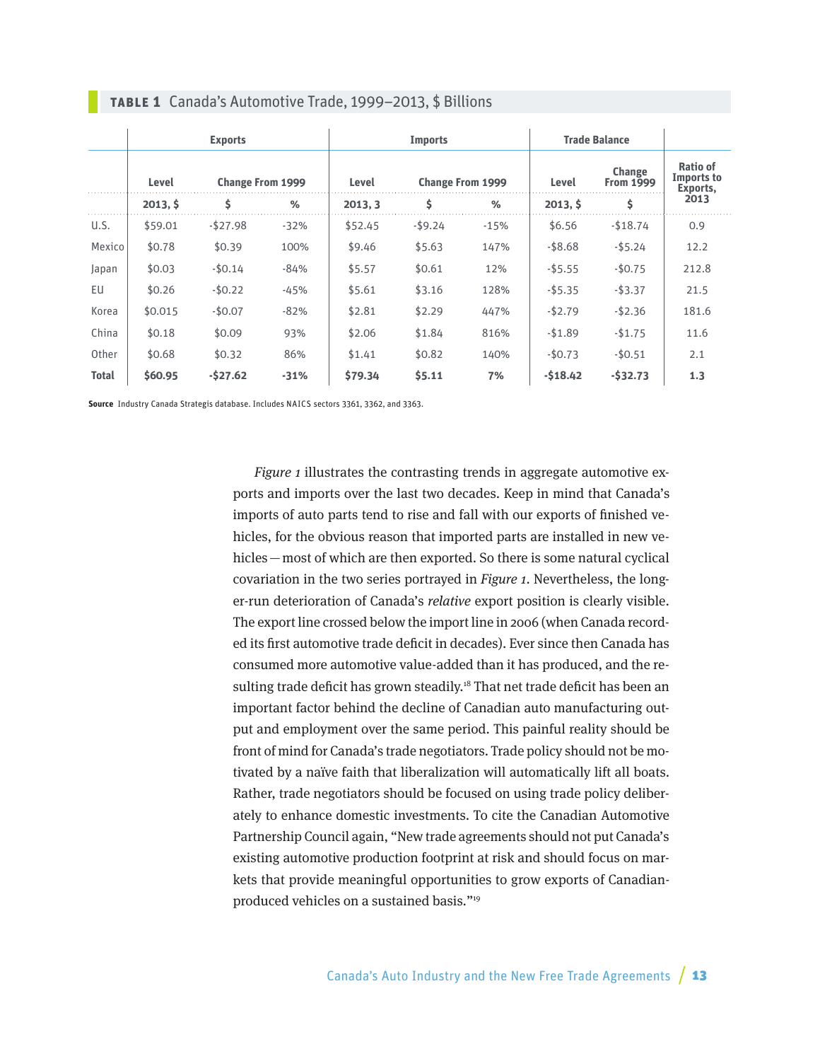**TABLE 1** Canada's Automotive Trade, 1999–2013, $ Billions

| | Exports | | | Imports | | | Trade Balance | | |
|---|---|---|---|---|---|---|---|---|---|
| | Level | Change From 1999 | | Level | Change From 1999 | | Level | Change From 1999 | Ratio of Imports to Exports, 2013 |
| | 2013, $ | $ | % | 2013, 3 | $ | % | 2013, $ | $ | |
| U.S. | $59.01 | -$27.98 | -32% | $52.45 | -$9.24 | -15% | $6.56 | -$18.74 | 0.9 |
| Mexico | $0.78 | $0.39 | 100% | $9.46 | $5.63 | 147% | -$8.68 | -$5.24 | 12.2 |
| Japan | $0.03 | -$0.14 | -84% | $5.57 | $0.61 | 12% | -$5.55 | -$0.75 | 212.8 |
| EU | $0.26 | -$0.22 | -45% | $5.61 | $3.16 | 128% | -$5.35 | -$3.37 | 21.5 |
| Korea | $0.015 | -$0.07 | -82% | $2.81 | $2.29 | 447% | -$2.79 | -$2.36 | 181.6 |
| China | $0.18 | $0.09 | 93% | $2.06 | $1.84 | 816% | -$1.89 | -$1.75 | 11.6 |
| Other | $0.68 | $0.32 | 86% | $1.41 | $0.82 | 140% | -$0.73 | -$0.51 | 2.1 |
| **Total** | **$60.95** | **-$27.62** | **-31%** | **$79.34** | **$5.11** | **7%** | **-$18.42** | **-$32.73** | **1.3** |

**Source** Industry Canada Strategis database. Includes NAICS sectors 3361, 3362, and 3363.

*Figure 1* illustrates the contrasting trends in aggregate automotive exports and imports over the last two decades. Keep in mind that Canada's imports of auto parts tend to rise and fall with our exports of finished vehicles, for the obvious reason that imported parts are installed in new vehicles — most of which are then exported. So there is some natural cyclical covariation in the two series portrayed in *Figure 1*. Nevertheless, the longer-run deterioration of Canada's *relative* export position is clearly visible. The export line crossed below the import line in 2006 (when Canada recorded its first automotive trade deficit in decades). Ever since then Canada has consumed more automotive value-added than it has produced, and the resulting trade deficit has grown steadily.[18] That net trade deficit has been an important factor behind the decline of Canadian auto manufacturing output and employment over the same period. This painful reality should be front of mind for Canada's trade negotiators. Trade policy should not be motivated by a naïve faith that liberalization will automatically lift all boats. Rather, trade negotiators should be focused on using trade policy deliberately to enhance domestic investments. To cite the Canadian Automotive Partnership Council again, "New trade agreements should not put Canada's existing automotive production footprint at risk and should focus on markets that provide meaningful opportunities to grow exports of Canadian-produced vehicles on a sustained basis."[19]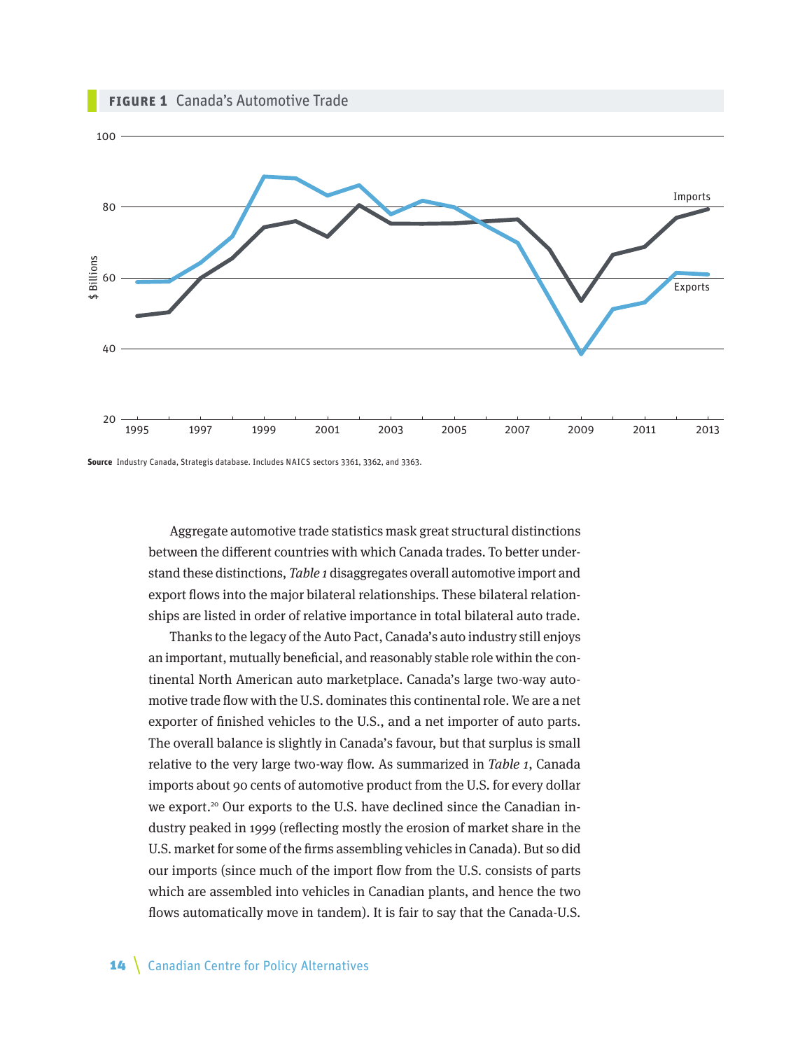**FIGURE 1** Canada's Automotive Trade

**Source** Industry Canada, Strategis database. Includes NAICS sectors 3361, 3362, and 3363.

Aggregate automotive trade statistics mask great structural distinctions between the different countries with which Canada trades. To better understand these distinctions, *Table 1* disaggregates overall automotive import and export flows into the major bilateral relationships. These bilateral relationships are listed in order of relative importance in total bilateral auto trade.

Thanks to the legacy of the Auto Pact, Canada's auto industry still enjoys an important, mutually beneficial, and reasonably stable role within the continental North American auto marketplace. Canada's large two-way automotive trade flow with the U.S. dominates this continental role. We are a net exporter of finished vehicles to the U.S., and a net importer of auto parts. The overall balance is slightly in Canada's favour, but that surplus is small relative to the very large two-way flow. As summarized in *Table 1*, Canada imports about 90 cents of automotive product from the U.S. for every dollar we export.[20] Our exports to the U.S. have declined since the Canadian industry peaked in 1999 (reflecting mostly the erosion of market share in the U.S. market for some of the firms assembling vehicles in Canada). But so did our imports (since much of the import flow from the U.S. consists of parts which are assembled into vehicles in Canadian plants, and hence the two flows automatically move in tandem). It is fair to say that the Canada-U.S.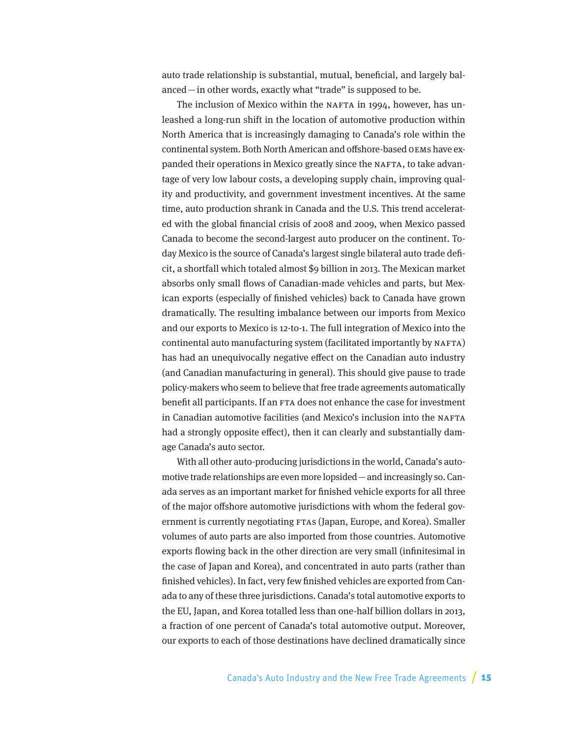auto trade relationship is substantial, mutual, beneficial, and largely balanced — in other words, exactly what "trade" is supposed to be.

The inclusion of Mexico within the NAFTA in 1994, however, has unleashed a long-run shift in the location of automotive production within North America that is increasingly damaging to Canada's role within the continental system. Both North American and offshore-based OEMs have expanded their operations in Mexico greatly since the NAFTA, to take advantage of very low labour costs, a developing supply chain, improving quality and productivity, and government investment incentives. At the same time, auto production shrank in Canada and the U.S. This trend accelerated with the global financial crisis of 2008 and 2009, when Mexico passed Canada to become the second-largest auto producer on the continent. Today Mexico is the source of Canada's largest single bilateral auto trade deficit, a shortfall which totaled almost $9 billion in 2013. The Mexican market absorbs only small flows of Canadian-made vehicles and parts, but Mexican exports (especially of finished vehicles) back to Canada have grown dramatically. The resulting imbalance between our imports from Mexico and our exports to Mexico is 12-to-1. The full integration of Mexico into the continental auto manufacturing system (facilitated importantly by NAFTA) has had an unequivocally negative effect on the Canadian auto industry (and Canadian manufacturing in general). This should give pause to trade policy-makers who seem to believe that free trade agreements automatically benefit all participants. If an FTA does not enhance the case for investment in Canadian automotive facilities (and Mexico's inclusion into the NAFTA had a strongly opposite effect), then it can clearly and substantially damage Canada's auto sector.

With all other auto-producing jurisdictions in the world, Canada's automotive trade relationships are even more lopsided — and increasingly so. Canada serves as an important market for finished vehicle exports for all three of the major offshore automotive jurisdictions with whom the federal government is currently negotiating FTAs (Japan, Europe, and Korea). Smaller volumes of auto parts are also imported from those countries. Automotive exports flowing back in the other direction are very small (infinitesimal in the case of Japan and Korea), and concentrated in auto parts (rather than finished vehicles). In fact, very few finished vehicles are exported from Canada to any of these three jurisdictions. Canada's total automotive exports to the EU, Japan, and Korea totalled less than one-half billion dollars in 2013, a fraction of one percent of Canada's total automotive output. Moreover, our exports to each of those destinations have declined dramatically since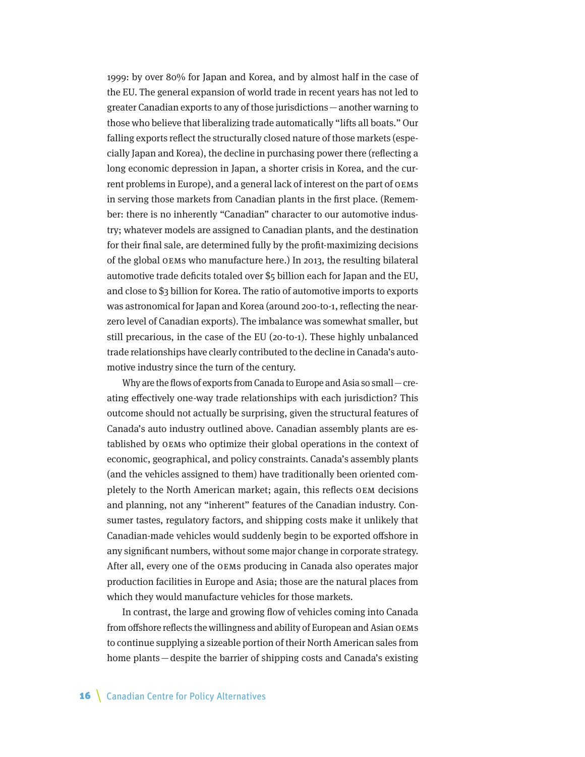1999: by over 80% for Japan and Korea, and by almost half in the case of the EU. The general expansion of world trade in recent years has not led to greater Canadian exports to any of those jurisdictions — another warning to those who believe that liberalizing trade automatically "lifts all boats." Our falling exports reflect the structurally closed nature of those markets (especially Japan and Korea), the decline in purchasing power there (reflecting a long economic depression in Japan, a shorter crisis in Korea, and the current problems in Europe), and a general lack of interest on the part of OEMs in serving those markets from Canadian plants in the first place. (Remember: there is no inherently "Canadian" character to our automotive industry; whatever models are assigned to Canadian plants, and the destination for their final sale, are determined fully by the profit-maximizing decisions of the global OEMs who manufacture here.) In 2013, the resulting bilateral automotive trade deficits totaled over $5 billion each for Japan and the EU, and close to $3 billion for Korea. The ratio of automotive imports to exports was astronomical for Japan and Korea (around 200-to-1, reflecting the near-zero level of Canadian exports). The imbalance was somewhat smaller, but still precarious, in the case of the EU (20-to-1). These highly unbalanced trade relationships have clearly contributed to the decline in Canada's automotive industry since the turn of the century.

Why are the flows of exports from Canada to Europe and Asia so small — creating effectively one-way trade relationships with each jurisdiction? This outcome should not actually be surprising, given the structural features of Canada's auto industry outlined above. Canadian assembly plants are established by OEMs who optimize their global operations in the context of economic, geographical, and policy constraints. Canada's assembly plants (and the vehicles assigned to them) have traditionally been oriented completely to the North American market; again, this reflects OEM decisions and planning, not any "inherent" features of the Canadian industry. Consumer tastes, regulatory factors, and shipping costs make it unlikely that Canadian-made vehicles would suddenly begin to be exported offshore in any significant numbers, without some major change in corporate strategy. After all, every one of the OEMs producing in Canada also operates major production facilities in Europe and Asia; those are the natural places from which they would manufacture vehicles for those markets.

In contrast, the large and growing flow of vehicles coming into Canada from offshore reflects the willingness and ability of European and Asian OEMs to continue supplying a sizeable portion of their North American sales from home plants — despite the barrier of shipping costs and Canada's existing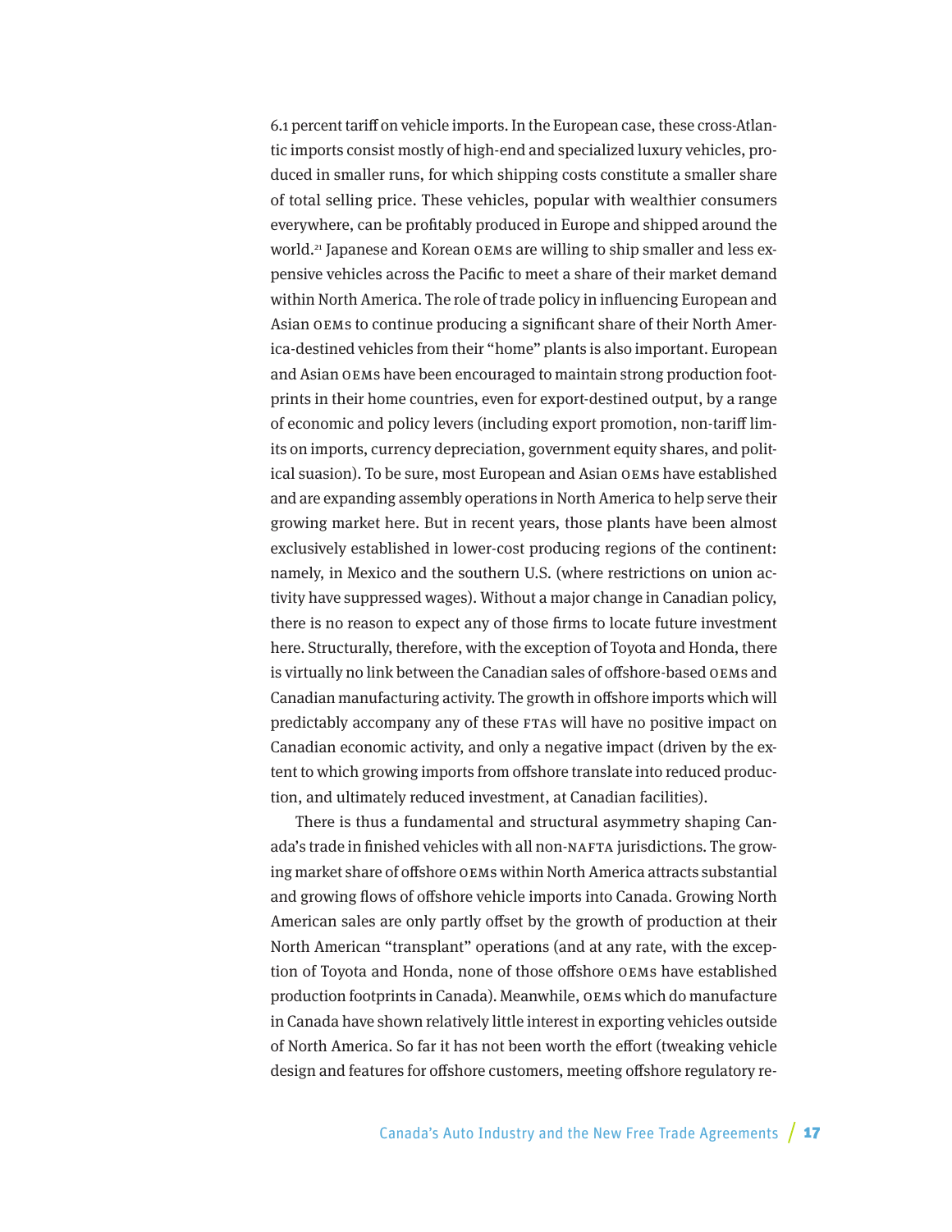6.1 percent tariff on vehicle imports. In the European case, these cross-Atlantic imports consist mostly of high-end and specialized luxury vehicles, produced in smaller runs, for which shipping costs constitute a smaller share of total selling price. These vehicles, popular with wealthier consumers everywhere, can be profitably produced in Europe and shipped around the world.[21] Japanese and Korean OEMs are willing to ship smaller and less expensive vehicles across the Pacific to meet a share of their market demand within North America. The role of trade policy in influencing European and Asian OEMs to continue producing a significant share of their North America-destined vehicles from their "home" plants is also important. European and Asian OEMs have been encouraged to maintain strong production footprints in their home countries, even for export-destined output, by a range of economic and policy levers (including export promotion, non-tariff limits on imports, currency depreciation, government equity shares, and political suasion). To be sure, most European and Asian OEMs have established and are expanding assembly operations in North America to help serve their growing market here. But in recent years, those plants have been almost exclusively established in lower-cost producing regions of the continent: namely, in Mexico and the southern U.S. (where restrictions on union activity have suppressed wages). Without a major change in Canadian policy, there is no reason to expect any of those firms to locate future investment here. Structurally, therefore, with the exception of Toyota and Honda, there is virtually no link between the Canadian sales of offshore-based OEMs and Canadian manufacturing activity. The growth in offshore imports which will predictably accompany any of these FTAs will have no positive impact on Canadian economic activity, and only a negative impact (driven by the extent to which growing imports from offshore translate into reduced production, and ultimately reduced investment, at Canadian facilities).

There is thus a fundamental and structural asymmetry shaping Canada's trade in finished vehicles with all non-NAFTA jurisdictions. The growing market share of offshore OEMs within North America attracts substantial and growing flows of offshore vehicle imports into Canada. Growing North American sales are only partly offset by the growth of production at their North American "transplant" operations (and at any rate, with the exception of Toyota and Honda, none of those offshore OEMs have established production footprints in Canada). Meanwhile, OEMs which do manufacture in Canada have shown relatively little interest in exporting vehicles outside of North America. So far it has not been worth the effort (tweaking vehicle design and features for offshore customers, meeting offshore regulatory re-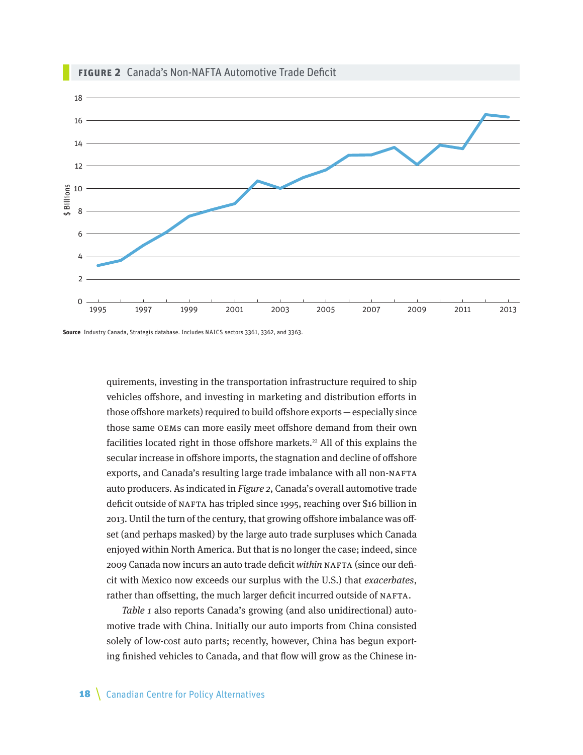**FIGURE 2** Canada's Non-NAFTA Automotive Trade Deficit

**Source** Industry Canada, Strategis database. Includes NAICS sectors 3361, 3362, and 3363.

quirements, investing in the transportation infrastructure required to ship vehicles offshore, and investing in marketing and distribution efforts in those offshore markets) required to build offshore exports — especially since those same OEMs can more easily meet offshore demand from their own facilities located right in those offshore markets.[22] All of this explains the secular increase in offshore imports, the stagnation and decline of offshore exports, and Canada's resulting large trade imbalance with all non-NAFTA auto producers. As indicated in *Figure 2*, Canada's overall automotive trade deficit outside of NAFTA has tripled since 1995, reaching over $16 billion in 2013. Until the turn of the century, that growing offshore imbalance was offset (and perhaps masked) by the large auto trade surpluses which Canada enjoyed within North America. But that is no longer the case; indeed, since 2009 Canada now incurs an auto trade deficit *within* NAFTA (since our deficit with Mexico now exceeds our surplus with the U.S.) that *exacerbates*, rather than offsetting, the much larger deficit incurred outside of NAFTA.

*Table 1* also reports Canada's growing (and also unidirectional) automotive trade with China. Initially our auto imports from China consisted solely of low-cost auto parts; recently, however, China has begun exporting finished vehicles to Canada, and that flow will grow as the Chinese in-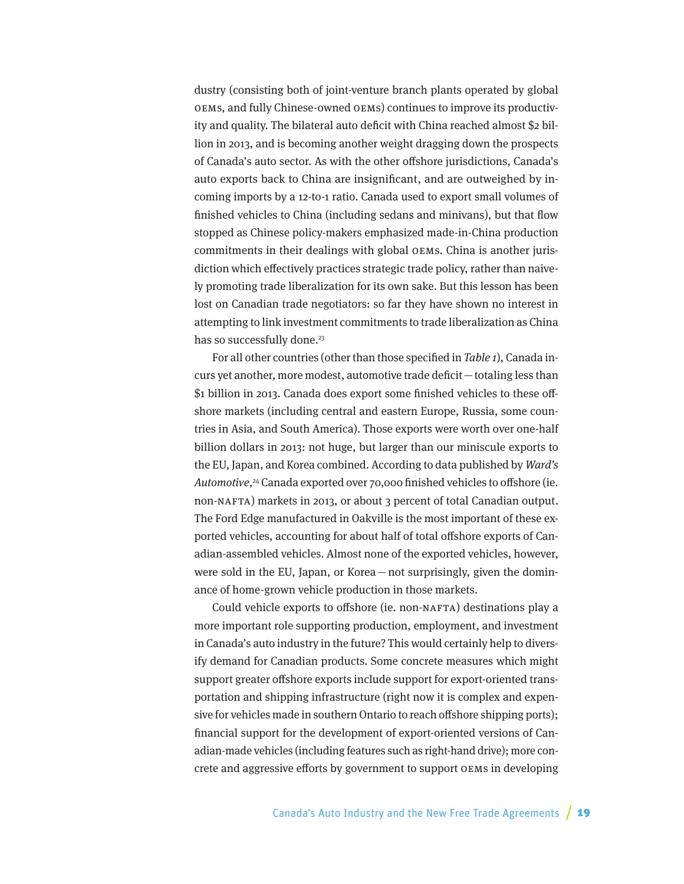dustry (consisting both of joint-venture branch plants operated by global OEMs, and fully Chinese-owned OEMs) continues to improve its productivity and quality. The bilateral auto deficit with China reached almost $2 billion in 2013, and is becoming another weight dragging down the prospects of Canada's auto sector. As with the other offshore jurisdictions, Canada's auto exports back to China are insignificant, and are outweighed by incoming imports by a 12-to-1 ratio. Canada used to export small volumes of finished vehicles to China (including sedans and minivans), but that flow stopped as Chinese policy-makers emphasized made-in-China production commitments in their dealings with global OEMs. China is another jurisdiction which effectively practices strategic trade policy, rather than naively promoting trade liberalization for its own sake. But this lesson has been lost on Canadian trade negotiators: so far they have shown no interest in attempting to link investment commitments to trade liberalization as China has so successfully done.[23]

For all other countries (other than those specified in *Table 1*), Canada incurs yet another, more modest, automotive trade deficit — totaling less than $1 billion in 2013. Canada does export some finished vehicles to these offshore markets (including central and eastern Europe, Russia, some countries in Asia, and South America). Those exports were worth over one-half billion dollars in 2013: not huge, but larger than our miniscule exports to the EU, Japan, and Korea combined. According to data published by *Ward's Automotive*,[24] Canada exported over 70,000 finished vehicles to offshore (ie. non-NAFTA) markets in 2013, or about 3 percent of total Canadian output. The Ford Edge manufactured in Oakville is the most important of these exported vehicles, accounting for about half of total offshore exports of Canadian-assembled vehicles. Almost none of the exported vehicles, however, were sold in the EU, Japan, or Korea — not surprisingly, given the dominance of home-grown vehicle production in those markets.

Could vehicle exports to offshore (ie. non-NAFTA) destinations play a more important role supporting production, employment, and investment in Canada's auto industry in the future? This would certainly help to diversify demand for Canadian products. Some concrete measures which might support greater offshore exports include support for export-oriented transportation and shipping infrastructure (right now it is complex and expensive for vehicles made in southern Ontario to reach offshore shipping ports); financial support for the development of export-oriented versions of Canadian-made vehicles (including features such as right-hand drive); more concrete and aggressive efforts by government to support OEMs in developing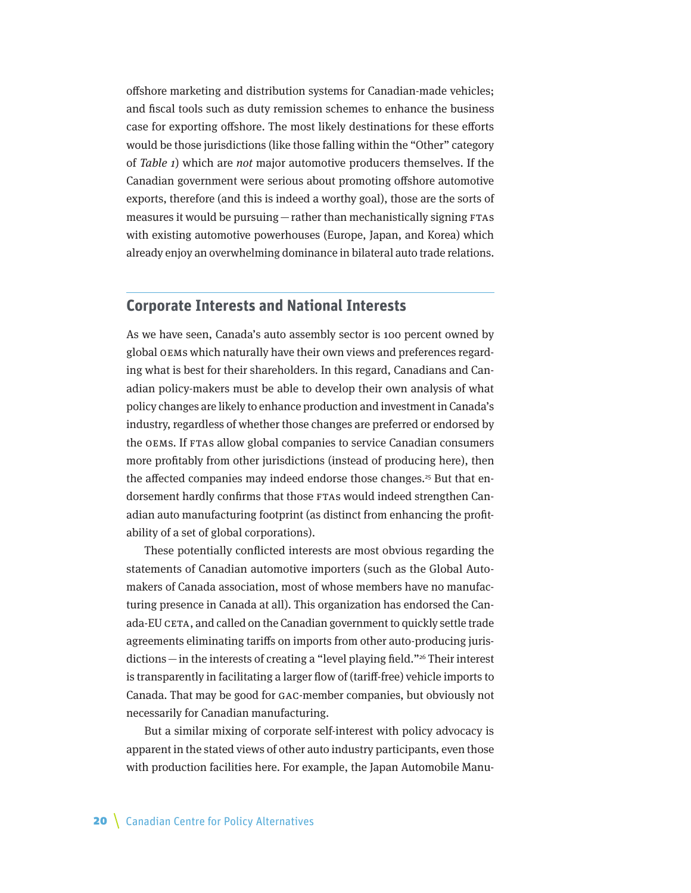offshore marketing and distribution systems for Canadian-made vehicles; and fiscal tools such as duty remission schemes to enhance the business case for exporting offshore. The most likely destinations for these efforts would be those jurisdictions (like those falling within the "Other" category of *Table 1*) which are *not* major automotive producers themselves. If the Canadian government were serious about promoting offshore automotive exports, therefore (and this is indeed a worthy goal), those are the sorts of measures it would be pursuing — rather than mechanistically signing FTAs with existing automotive powerhouses (Europe, Japan, and Korea) which already enjoy an overwhelming dominance in bilateral auto trade relations.

## Corporate Interests and National Interests

As we have seen, Canada's auto assembly sector is 100 percent owned by global OEMs which naturally have their own views and preferences regarding what is best for their shareholders. In this regard, Canadians and Canadian policy-makers must be able to develop their own analysis of what policy changes are likely to enhance production and investment in Canada's industry, regardless of whether those changes are preferred or endorsed by the OEMs. If FTAs allow global companies to service Canadian consumers more profitably from other jurisdictions (instead of producing here), then the affected companies may indeed endorse those changes.[25] But that endorsement hardly confirms that those FTAs would indeed strengthen Canadian auto manufacturing footprint (as distinct from enhancing the profitability of a set of global corporations).

These potentially conflicted interests are most obvious regarding the statements of Canadian automotive importers (such as the Global Automakers of Canada association, most of whose members have no manufacturing presence in Canada at all). This organization has endorsed the Canada-EU CETA, and called on the Canadian government to quickly settle trade agreements eliminating tariffs on imports from other auto-producing jurisdictions — in the interests of creating a "level playing field."[26] Their interest is transparently in facilitating a larger flow of (tariff-free) vehicle imports to Canada. That may be good for GAC-member companies, but obviously not necessarily for Canadian manufacturing.

But a similar mixing of corporate self-interest with policy advocacy is apparent in the stated views of other auto industry participants, even those with production facilities here. For example, the Japan Automobile Manu-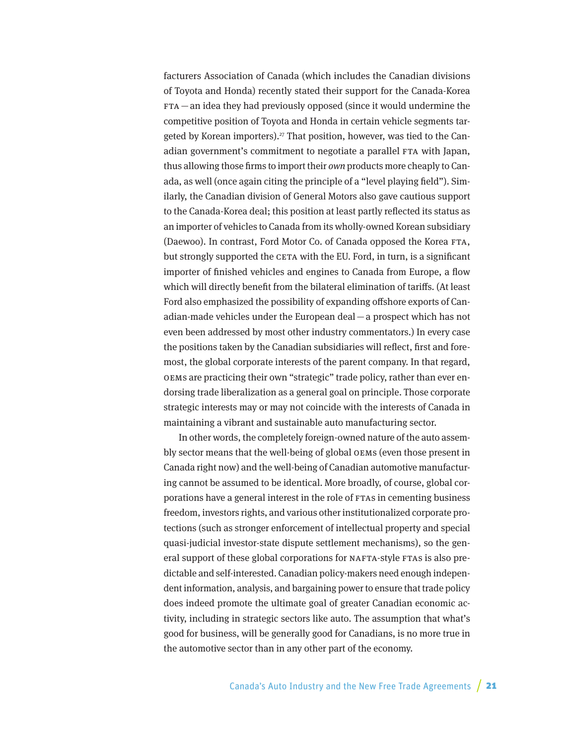facturers Association of Canada (which includes the Canadian divisions of Toyota and Honda) recently stated their support for the Canada-Korea FTA — an idea they had previously opposed (since it would undermine the competitive position of Toyota and Honda in certain vehicle segments targeted by Korean importers).[27] That position, however, was tied to the Canadian government's commitment to negotiate a parallel FTA with Japan, thus allowing those firms to import their *own* products more cheaply to Canada, as well (once again citing the principle of a "level playing field"). Similarly, the Canadian division of General Motors also gave cautious support to the Canada-Korea deal; this position at least partly reflected its status as an importer of vehicles to Canada from its wholly-owned Korean subsidiary (Daewoo). In contrast, Ford Motor Co. of Canada opposed the Korea FTA, but strongly supported the CETA with the EU. Ford, in turn, is a significant importer of finished vehicles and engines to Canada from Europe, a flow which will directly benefit from the bilateral elimination of tariffs. (At least Ford also emphasized the possibility of expanding offshore exports of Canadian-made vehicles under the European deal — a prospect which has not even been addressed by most other industry commentators.) In every case the positions taken by the Canadian subsidiaries will reflect, first and foremost, the global corporate interests of the parent company. In that regard, OEMs are practicing their own "strategic" trade policy, rather than ever endorsing trade liberalization as a general goal on principle. Those corporate strategic interests may or may not coincide with the interests of Canada in maintaining a vibrant and sustainable auto manufacturing sector.

In other words, the completely foreign-owned nature of the auto assembly sector means that the well-being of global OEMs (even those present in Canada right now) and the well-being of Canadian automotive manufacturing cannot be assumed to be identical. More broadly, of course, global corporations have a general interest in the role of FTAs in cementing business freedom, investors rights, and various other institutionalized corporate protections (such as stronger enforcement of intellectual property and special quasi-judicial investor-state dispute settlement mechanisms), so the general support of these global corporations for NAFTA-style FTAs is also predictable and self-interested. Canadian policy-makers need enough independent information, analysis, and bargaining power to ensure that trade policy does indeed promote the ultimate goal of greater Canadian economic activity, including in strategic sectors like auto. The assumption that what's good for business, will be generally good for Canadians, is no more true in the automotive sector than in any other part of the economy.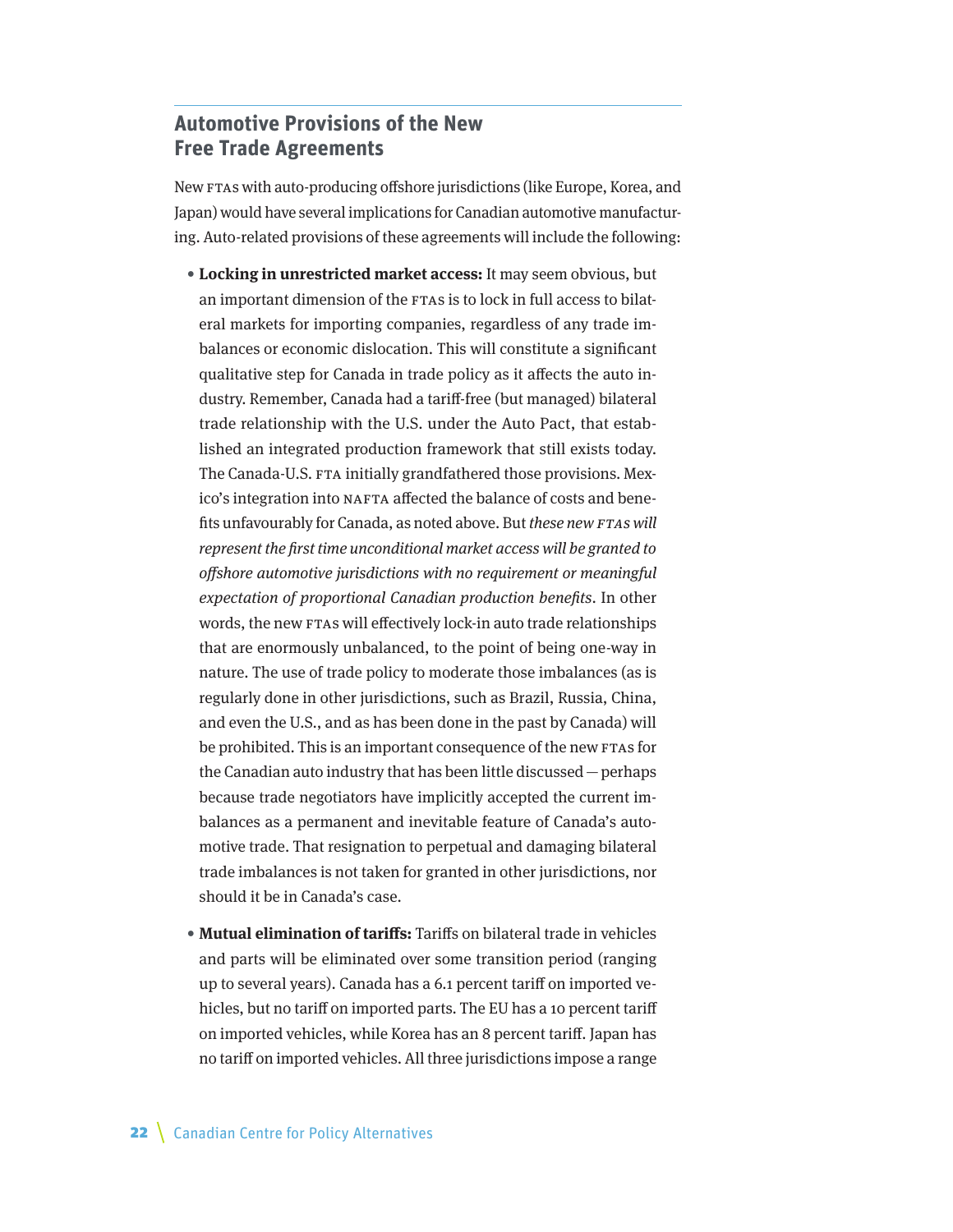## Automotive Provisions of the New Free Trade Agreements

New FTAs with auto-producing offshore jurisdictions (like Europe, Korea, and Japan) would have several implications for Canadian automotive manufacturing. Auto-related provisions of these agreements will include the following:

- **Locking in unrestricted market access:** It may seem obvious, but an important dimension of the FTAs is to lock in full access to bilateral markets for importing companies, regardless of any trade imbalances or economic dislocation. This will constitute a significant qualitative step for Canada in trade policy as it affects the auto industry. Remember, Canada had a tariff-free (but managed) bilateral trade relationship with the U.S. under the Auto Pact, that established an integrated production framework that still exists today. The Canada-U.S. FTA initially grandfathered those provisions. Mexico's integration into NAFTA affected the balance of costs and benefits unfavourably for Canada, as noted above. But *these new FTAs will represent the first time unconditional market access will be granted to offshore automotive jurisdictions with no requirement or meaningful expectation of proportional Canadian production benefits*. In other words, the new FTAs will effectively lock-in auto trade relationships that are enormously unbalanced, to the point of being one-way in nature. The use of trade policy to moderate those imbalances (as is regularly done in other jurisdictions, such as Brazil, Russia, China, and even the U.S., and as has been done in the past by Canada) will be prohibited. This is an important consequence of the new FTAs for the Canadian auto industry that has been little discussed — perhaps because trade negotiators have implicitly accepted the current imbalances as a permanent and inevitable feature of Canada's automotive trade. That resignation to perpetual and damaging bilateral trade imbalances is not taken for granted in other jurisdictions, nor should it be in Canada's case.

- **Mutual elimination of tariffs:** Tariffs on bilateral trade in vehicles and parts will be eliminated over some transition period (ranging up to several years). Canada has a 6.1 percent tariff on imported vehicles, but no tariff on imported parts. The EU has a 10 percent tariff on imported vehicles, while Korea has an 8 percent tariff. Japan has no tariff on imported vehicles. All three jurisdictions impose a range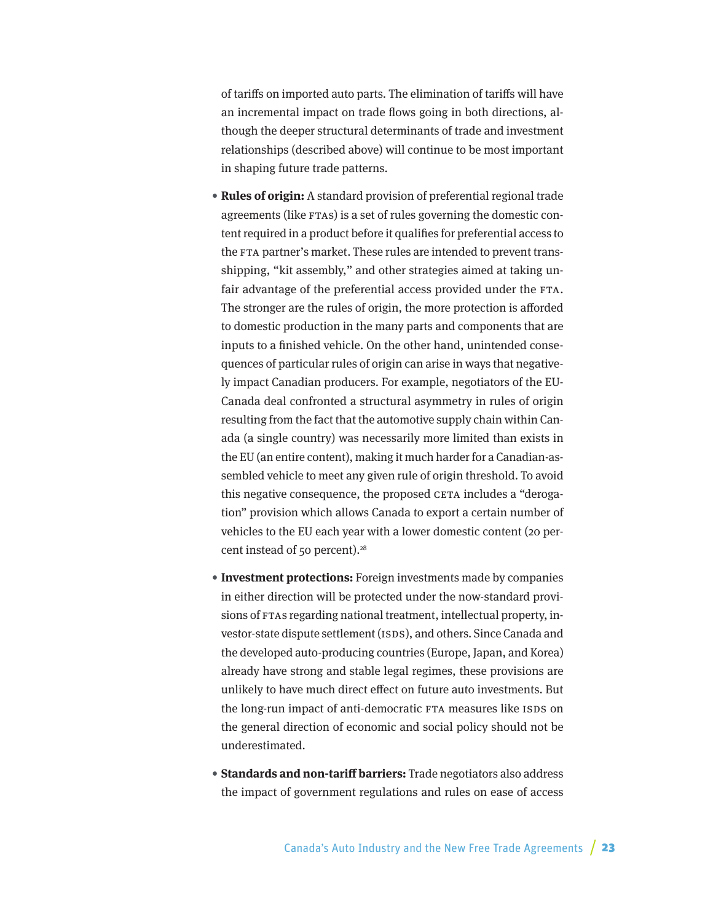of tariffs on imported auto parts. The elimination of tariffs will have an incremental impact on trade flows going in both directions, although the deeper structural determinants of trade and investment relationships (described above) will continue to be most important in shaping future trade patterns.

- **Rules of origin:** A standard provision of preferential regional trade agreements (like FTAs) is a set of rules governing the domestic content required in a product before it qualifies for preferential access to the FTA partner's market. These rules are intended to prevent transshipping, "kit assembly," and other strategies aimed at taking unfair advantage of the preferential access provided under the FTA. The stronger are the rules of origin, the more protection is afforded to domestic production in the many parts and components that are inputs to a finished vehicle. On the other hand, unintended consequences of particular rules of origin can arise in ways that negatively impact Canadian producers. For example, negotiators of the EU-Canada deal confronted a structural asymmetry in rules of origin resulting from the fact that the automotive supply chain within Canada (a single country) was necessarily more limited than exists in the EU (an entire content), making it much harder for a Canadian-assembled vehicle to meet any given rule of origin threshold. To avoid this negative consequence, the proposed CETA includes a "derogation" provision which allows Canada to export a certain number of vehicles to the EU each year with a lower domestic content (20 percent instead of 50 percent).[28]
- **Investment protections:** Foreign investments made by companies in either direction will be protected under the now-standard provisions of FTAs regarding national treatment, intellectual property, investor-state dispute settlement (ISDS), and others. Since Canada and the developed auto-producing countries (Europe, Japan, and Korea) already have strong and stable legal regimes, these provisions are unlikely to have much direct effect on future auto investments. But the long-run impact of anti-democratic FTA measures like ISDS on the general direction of economic and social policy should not be underestimated.
- **Standards and non-tariff barriers:** Trade negotiators also address the impact of government regulations and rules on ease of access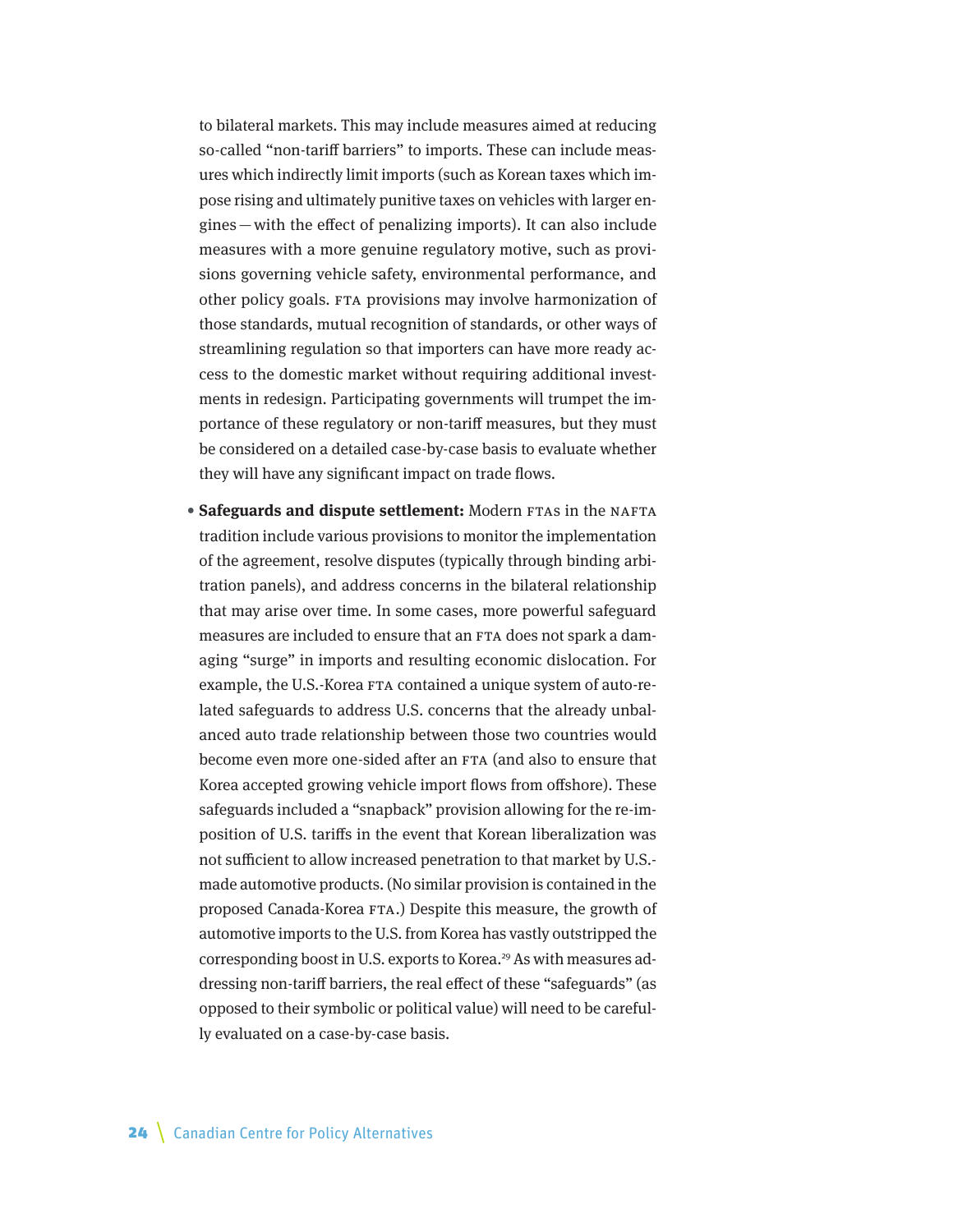to bilateral markets. This may include measures aimed at reducing so-called "non-tariff barriers" to imports. These can include measures which indirectly limit imports (such as Korean taxes which impose rising and ultimately punitive taxes on vehicles with larger engines — with the effect of penalizing imports). It can also include measures with a more genuine regulatory motive, such as provisions governing vehicle safety, environmental performance, and other policy goals. FTA provisions may involve harmonization of those standards, mutual recognition of standards, or other ways of streamlining regulation so that importers can have more ready access to the domestic market without requiring additional investments in redesign. Participating governments will trumpet the importance of these regulatory or non-tariff measures, but they must be considered on a detailed case-by-case basis to evaluate whether they will have any significant impact on trade flows.

- **Safeguards and dispute settlement:** Modern FTAs in the NAFTA tradition include various provisions to monitor the implementation of the agreement, resolve disputes (typically through binding arbitration panels), and address concerns in the bilateral relationship that may arise over time. In some cases, more powerful safeguard measures are included to ensure that an FTA does not spark a damaging "surge" in imports and resulting economic dislocation. For example, the U.S.-Korea FTA contained a unique system of auto-related safeguards to address U.S. concerns that the already unbalanced auto trade relationship between those two countries would become even more one-sided after an FTA (and also to ensure that Korea accepted growing vehicle import flows from offshore). These safeguards included a "snapback" provision allowing for the re-imposition of U.S. tariffs in the event that Korean liberalization was not sufficient to allow increased penetration to that market by U.S.-made automotive products. (No similar provision is contained in the proposed Canada-Korea FTA.) Despite this measure, the growth of automotive imports to the U.S. from Korea has vastly outstripped the corresponding boost in U.S. exports to Korea.[29] As with measures addressing non-tariff barriers, the real effect of these "safeguards" (as opposed to their symbolic or political value) will need to be carefully evaluated on a case-by-case basis.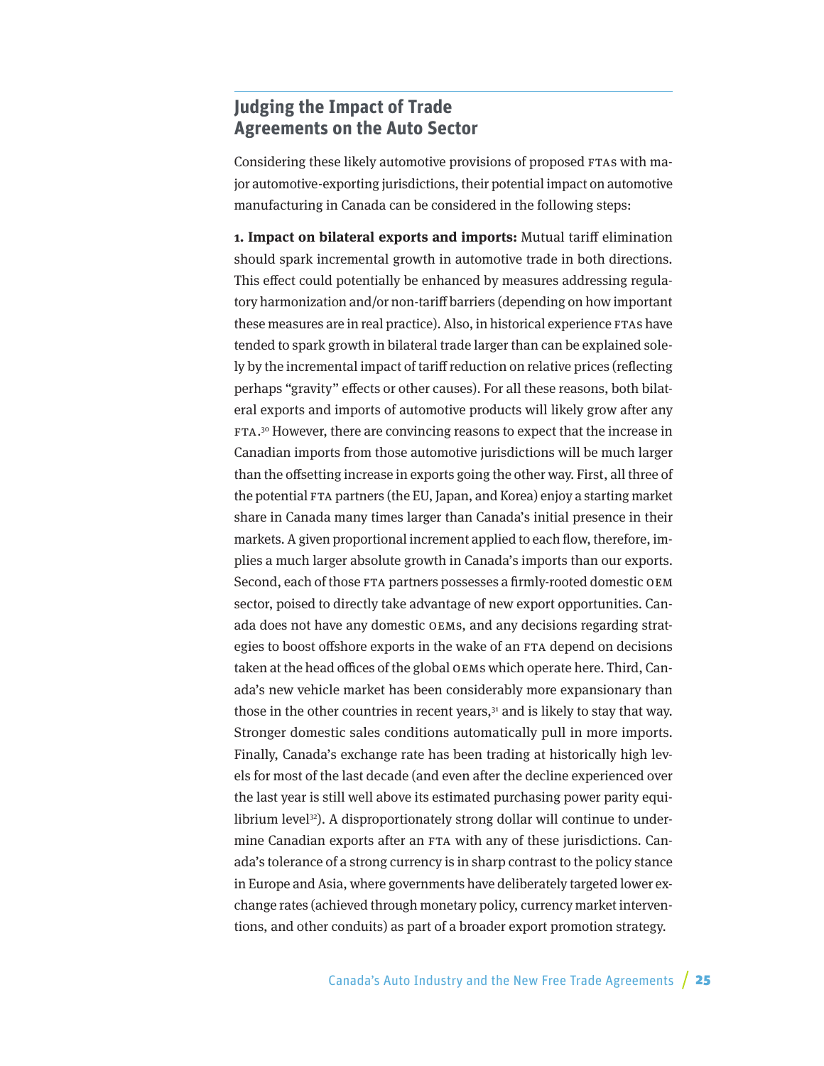## Judging the Impact of Trade Agreements on the Auto Sector

Considering these likely automotive provisions of proposed FTAs with major automotive-exporting jurisdictions, their potential impact on automotive manufacturing in Canada can be considered in the following steps:

**1. Impact on bilateral exports and imports:** Mutual tariff elimination should spark incremental growth in automotive trade in both directions. This effect could potentially be enhanced by measures addressing regulatory harmonization and/or non-tariff barriers (depending on how important these measures are in real practice). Also, in historical experience FTAs have tended to spark growth in bilateral trade larger than can be explained solely by the incremental impact of tariff reduction on relative prices (reflecting perhaps "gravity" effects or other causes). For all these reasons, both bilateral exports and imports of automotive products will likely grow after any FTA.[30] However, there are convincing reasons to expect that the increase in Canadian imports from those automotive jurisdictions will be much larger than the offsetting increase in exports going the other way. First, all three of the potential FTA partners (the EU, Japan, and Korea) enjoy a starting market share in Canada many times larger than Canada's initial presence in their markets. A given proportional increment applied to each flow, therefore, implies a much larger absolute growth in Canada's imports than our exports. Second, each of those FTA partners possesses a firmly-rooted domestic OEM sector, poised to directly take advantage of new export opportunities. Canada does not have any domestic OEMs, and any decisions regarding strategies to boost offshore exports in the wake of an FTA depend on decisions taken at the head offices of the global OEMs which operate here. Third, Canada's new vehicle market has been considerably more expansionary than those in the other countries in recent years,[31] and is likely to stay that way. Stronger domestic sales conditions automatically pull in more imports. Finally, Canada's exchange rate has been trading at historically high levels for most of the last decade (and even after the decline experienced over the last year is still well above its estimated purchasing power parity equilibrium level[32]). A disproportionately strong dollar will continue to undermine Canadian exports after an FTA with any of these jurisdictions. Canada's tolerance of a strong currency is in sharp contrast to the policy stance in Europe and Asia, where governments have deliberately targeted lower exchange rates (achieved through monetary policy, currency market interventions, and other conduits) as part of a broader export promotion strategy.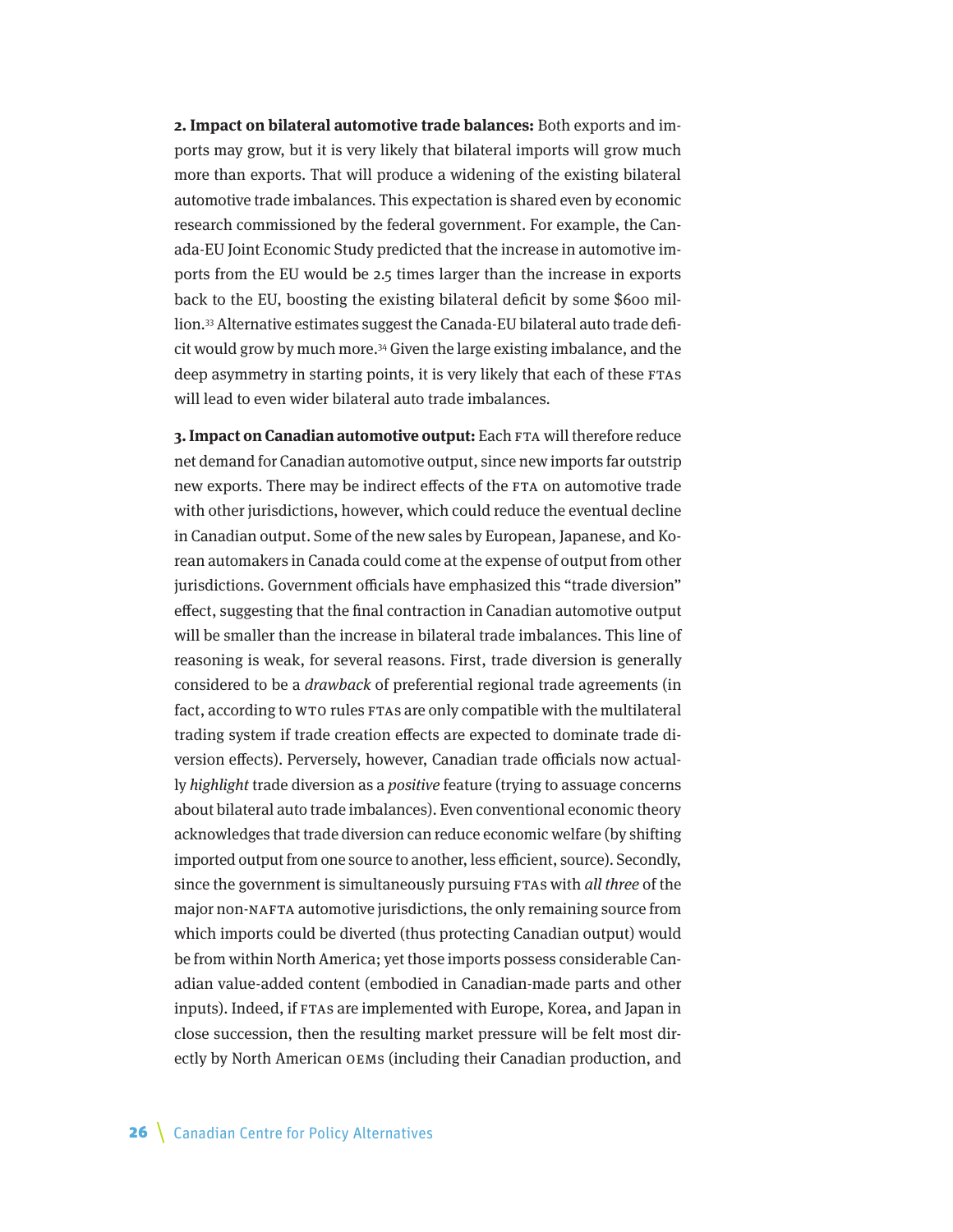**2. Impact on bilateral automotive trade balances:** Both exports and imports may grow, but it is very likely that bilateral imports will grow much more than exports. That will produce a widening of the existing bilateral automotive trade imbalances. This expectation is shared even by economic research commissioned by the federal government. For example, the Canada-EU Joint Economic Study predicted that the increase in automotive imports from the EU would be 2.5 times larger than the increase in exports back to the EU, boosting the existing bilateral deficit by some $600 million.[33] Alternative estimates suggest the Canada-EU bilateral auto trade deficit would grow by much more.[34] Given the large existing imbalance, and the deep asymmetry in starting points, it is very likely that each of these FTAs will lead to even wider bilateral auto trade imbalances.

**3. Impact on Canadian automotive output:** Each FTA will therefore reduce net demand for Canadian automotive output, since new imports far outstrip new exports. There may be indirect effects of the FTA on automotive trade with other jurisdictions, however, which could reduce the eventual decline in Canadian output. Some of the new sales by European, Japanese, and Korean automakers in Canada could come at the expense of output from other jurisdictions. Government officials have emphasized this "trade diversion" effect, suggesting that the final contraction in Canadian automotive output will be smaller than the increase in bilateral trade imbalances. This line of reasoning is weak, for several reasons. First, trade diversion is generally considered to be a *drawback* of preferential regional trade agreements (in fact, according to WTO rules FTAs are only compatible with the multilateral trading system if trade creation effects are expected to dominate trade diversion effects). Perversely, however, Canadian trade officials now actually *highlight* trade diversion as a *positive* feature (trying to assuage concerns about bilateral auto trade imbalances). Even conventional economic theory acknowledges that trade diversion can reduce economic welfare (by shifting imported output from one source to another, less efficient, source). Secondly, since the government is simultaneously pursuing FTAs with *all three* of the major non-NAFTA automotive jurisdictions, the only remaining source from which imports could be diverted (thus protecting Canadian output) would be from within North America; yet those imports possess considerable Canadian value-added content (embodied in Canadian-made parts and other inputs). Indeed, if FTAs are implemented with Europe, Korea, and Japan in close succession, then the resulting market pressure will be felt most directly by North American OEMs (including their Canadian production, and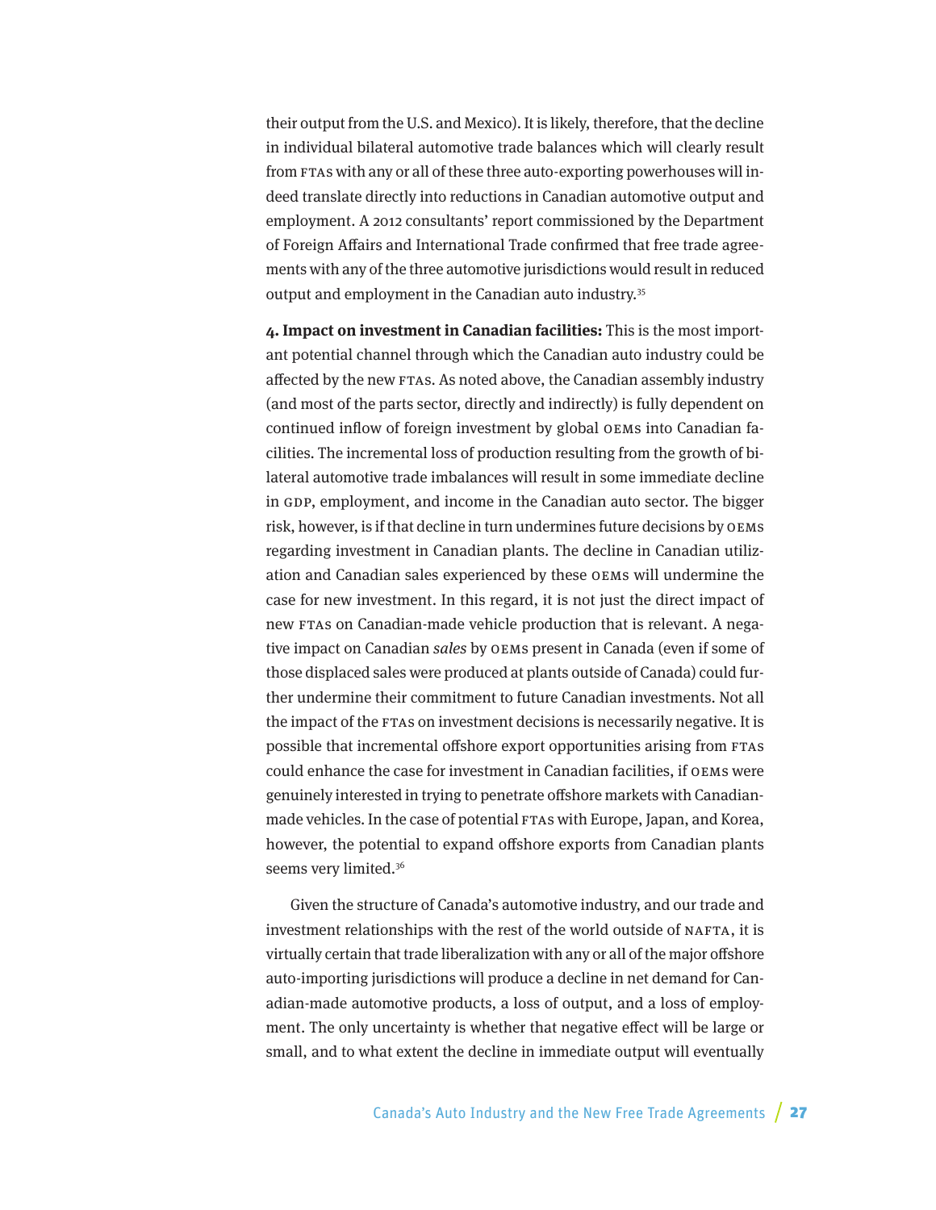their output from the U.S. and Mexico). It is likely, therefore, that the decline in individual bilateral automotive trade balances which will clearly result from FTAs with any or all of these three auto-exporting powerhouses will indeed translate directly into reductions in Canadian automotive output and employment. A 2012 consultants' report commissioned by the Department of Foreign Affairs and International Trade confirmed that free trade agreements with any of the three automotive jurisdictions would result in reduced output and employment in the Canadian auto industry.[35]

**4. Impact on investment in Canadian facilities:** This is the most important potential channel through which the Canadian auto industry could be affected by the new FTAs. As noted above, the Canadian assembly industry (and most of the parts sector, directly and indirectly) is fully dependent on continued inflow of foreign investment by global OEMs into Canadian facilities. The incremental loss of production resulting from the growth of bilateral automotive trade imbalances will result in some immediate decline in GDP, employment, and income in the Canadian auto sector. The bigger risk, however, is if that decline in turn undermines future decisions by OEMs regarding investment in Canadian plants. The decline in Canadian utilization and Canadian sales experienced by these OEMs will undermine the case for new investment. In this regard, it is not just the direct impact of new FTAs on Canadian-made vehicle production that is relevant. A negative impact on Canadian *sales* by OEMs present in Canada (even if some of those displaced sales were produced at plants outside of Canada) could further undermine their commitment to future Canadian investments. Not all the impact of the FTAs on investment decisions is necessarily negative. It is possible that incremental offshore export opportunities arising from FTAs could enhance the case for investment in Canadian facilities, if OEMs were genuinely interested in trying to penetrate offshore markets with Canadian-made vehicles. In the case of potential FTAs with Europe, Japan, and Korea, however, the potential to expand offshore exports from Canadian plants seems very limited.[36]

Given the structure of Canada's automotive industry, and our trade and investment relationships with the rest of the world outside of NAFTA, it is virtually certain that trade liberalization with any or all of the major offshore auto-importing jurisdictions will produce a decline in net demand for Canadian-made automotive products, a loss of output, and a loss of employment. The only uncertainty is whether that negative effect will be large or small, and to what extent the decline in immediate output will eventually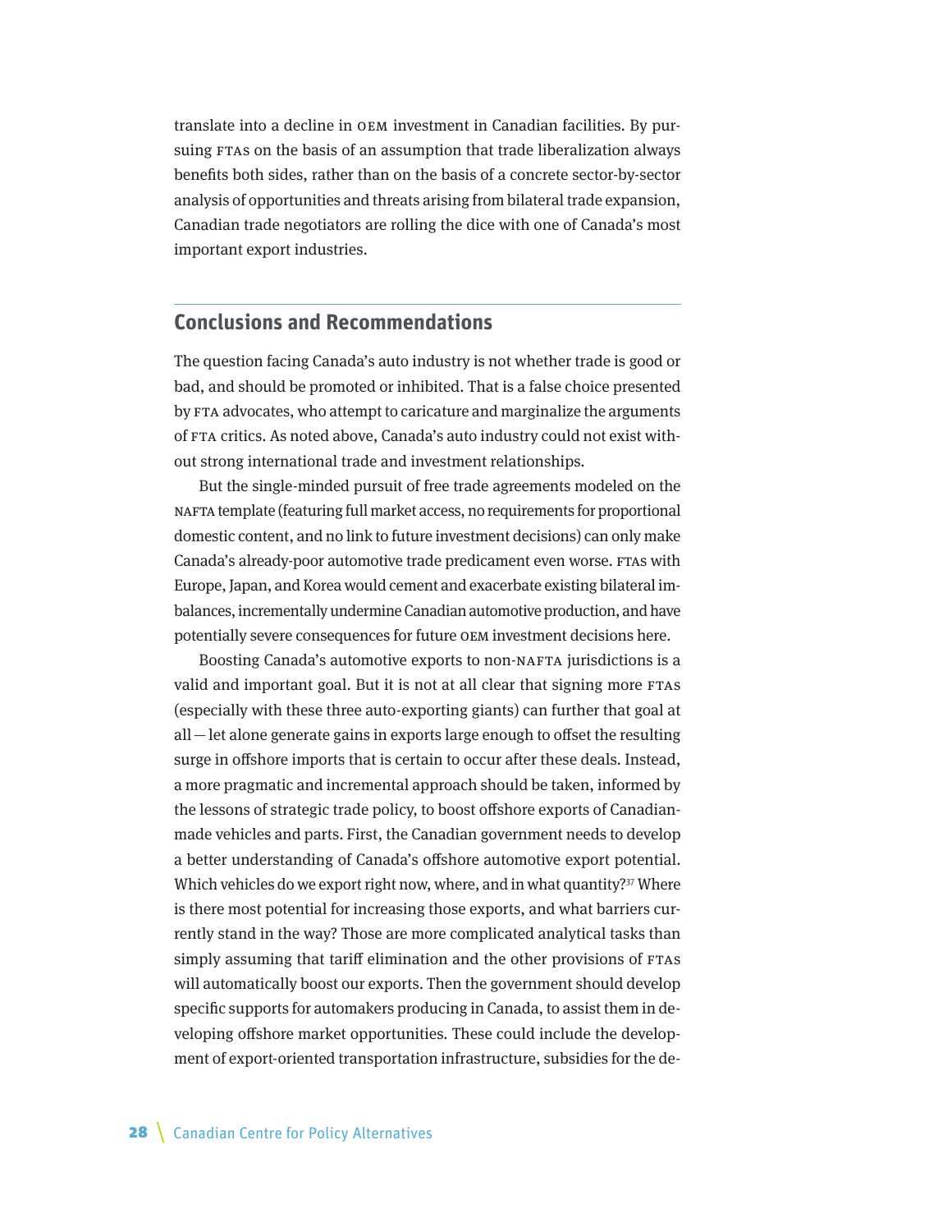translate into a decline in OEM investment in Canadian facilities. By pursuing FTAs on the basis of an assumption that trade liberalization always benefits both sides, rather than on the basis of a concrete sector-by-sector analysis of opportunities and threats arising from bilateral trade expansion, Canadian trade negotiators are rolling the dice with one of Canada's most important export industries.

## Conclusions and Recommendations

The question facing Canada's auto industry is not whether trade is good or bad, and should be promoted or inhibited. That is a false choice presented by FTA advocates, who attempt to caricature and marginalize the arguments of FTA critics. As noted above, Canada's auto industry could not exist without strong international trade and investment relationships.

But the single-minded pursuit of free trade agreements modeled on the NAFTA template (featuring full market access, no requirements for proportional domestic content, and no link to future investment decisions) can only make Canada's already-poor automotive trade predicament even worse. FTAs with Europe, Japan, and Korea would cement and exacerbate existing bilateral imbalances, incrementally undermine Canadian automotive production, and have potentially severe consequences for future OEM investment decisions here.

Boosting Canada's automotive exports to non-NAFTA jurisdictions is a valid and important goal. But it is not at all clear that signing more FTAs (especially with these three auto-exporting giants) can further that goal at all — let alone generate gains in exports large enough to offset the resulting surge in offshore imports that is certain to occur after these deals. Instead, a more pragmatic and incremental approach should be taken, informed by the lessons of strategic trade policy, to boost offshore exports of Canadian-made vehicles and parts. First, the Canadian government needs to develop a better understanding of Canada's offshore automotive export potential. Which vehicles do we export right now, where, and in what quantity?[37] Where is there most potential for increasing those exports, and what barriers currently stand in the way? Those are more complicated analytical tasks than simply assuming that tariff elimination and the other provisions of FTAs will automatically boost our exports. Then the government should develop specific supports for automakers producing in Canada, to assist them in developing offshore market opportunities. These could include the development of export-oriented transportation infrastructure, subsidies for the de-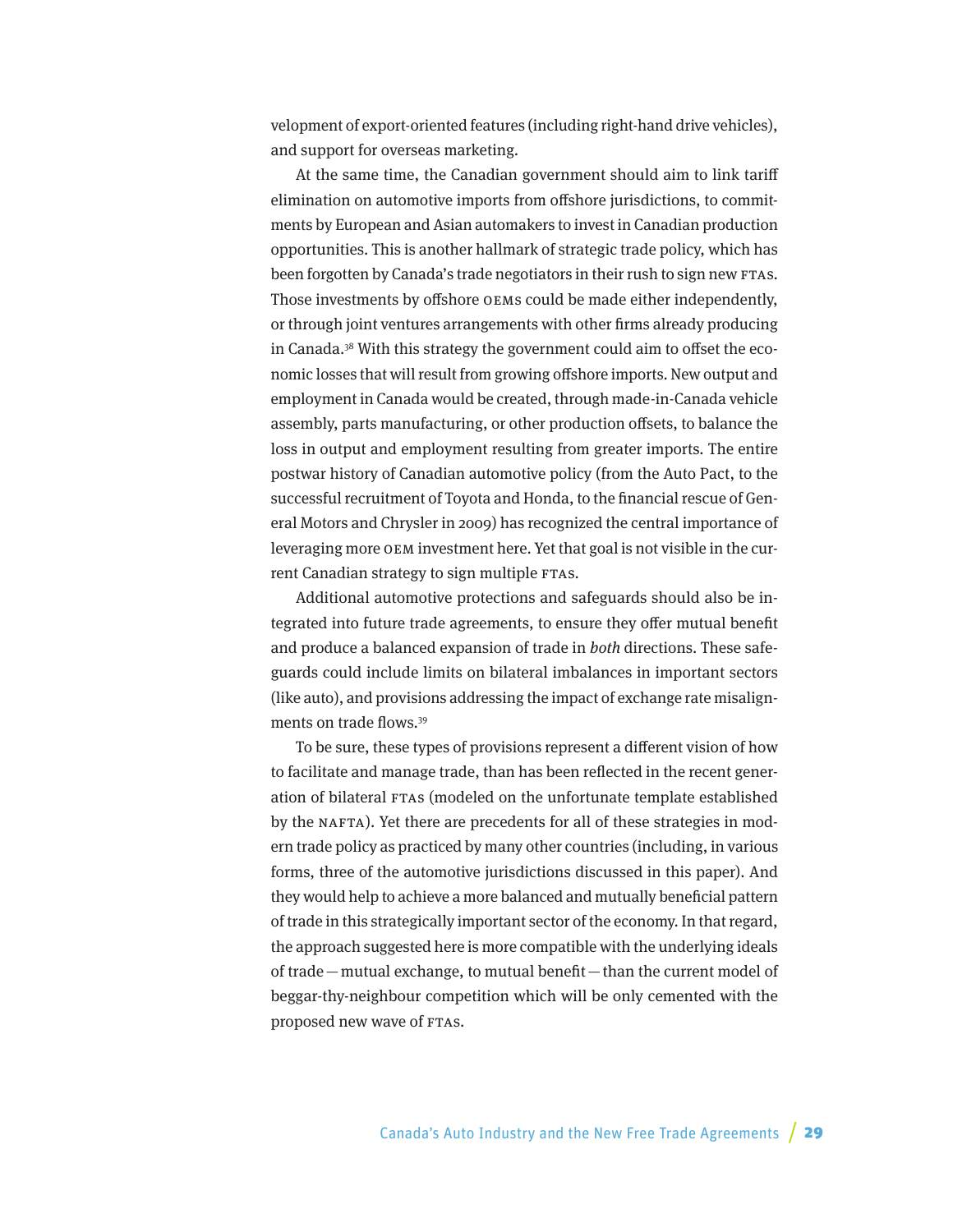velopment of export-oriented features (including right-hand drive vehicles), and support for overseas marketing.

At the same time, the Canadian government should aim to link tariff elimination on automotive imports from offshore jurisdictions, to commitments by European and Asian automakers to invest in Canadian production opportunities. This is another hallmark of strategic trade policy, which has been forgotten by Canada's trade negotiators in their rush to sign new FTAs. Those investments by offshore OEMs could be made either independently, or through joint ventures arrangements with other firms already producing in Canada.[38] With this strategy the government could aim to offset the economic losses that will result from growing offshore imports. New output and employment in Canada would be created, through made-in-Canada vehicle assembly, parts manufacturing, or other production offsets, to balance the loss in output and employment resulting from greater imports. The entire postwar history of Canadian automotive policy (from the Auto Pact, to the successful recruitment of Toyota and Honda, to the financial rescue of General Motors and Chrysler in 2009) has recognized the central importance of leveraging more OEM investment here. Yet that goal is not visible in the current Canadian strategy to sign multiple FTAs.

Additional automotive protections and safeguards should also be integrated into future trade agreements, to ensure they offer mutual benefit and produce a balanced expansion of trade in *both* directions. These safeguards could include limits on bilateral imbalances in important sectors (like auto), and provisions addressing the impact of exchange rate misalignments on trade flows.[39]

To be sure, these types of provisions represent a different vision of how to facilitate and manage trade, than has been reflected in the recent generation of bilateral FTAs (modeled on the unfortunate template established by the NAFTA). Yet there are precedents for all of these strategies in modern trade policy as practiced by many other countries (including, in various forms, three of the automotive jurisdictions discussed in this paper). And they would help to achieve a more balanced and mutually beneficial pattern of trade in this strategically important sector of the economy. In that regard, the approach suggested here is more compatible with the underlying ideals of trade — mutual exchange, to mutual benefit — than the current model of beggar-thy-neighbour competition which will be only cemented with the proposed new wave of FTAs.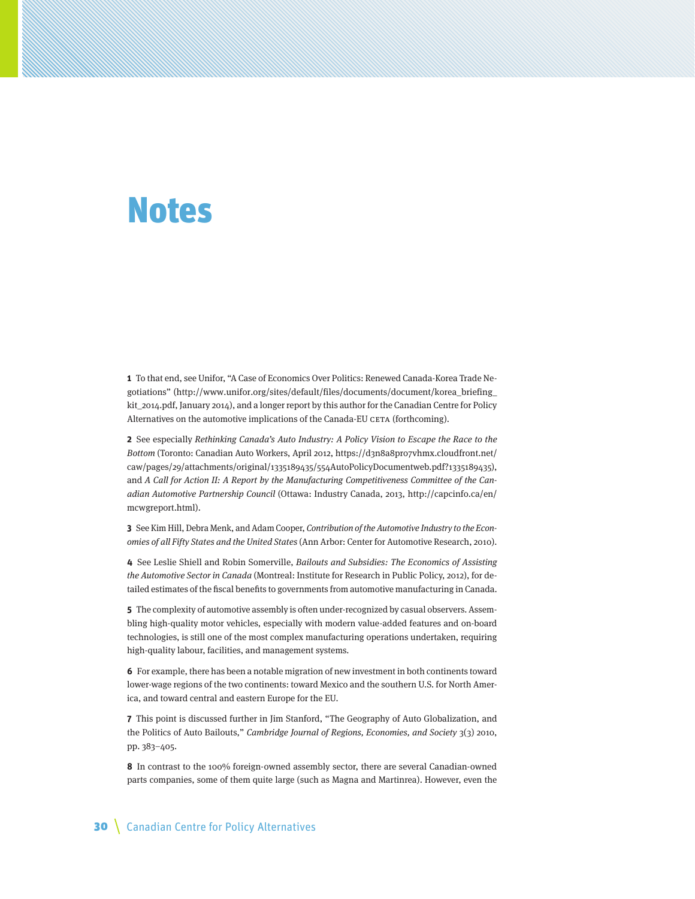# Notes

**1** To that end, see Unifor, "A Case of Economics Over Politics: Renewed Canada-Korea Trade Negotiations" (http://www.unifor.org/sites/default/files/documents/document/korea_briefing_kit_2014.pdf, January 2014), and a longer report by this author for the Canadian Centre for Policy Alternatives on the automotive implications of the Canada-EU CETA (forthcoming).

**2** See especially *Rethinking Canada's Auto Industry: A Policy Vision to Escape the Race to the Bottom* (Toronto: Canadian Auto Workers, April 2012, https://d3n8a8pro7vhmx.cloudfront.net/caw/pages/29/attachments/original/1335189435/554AutoPolicyDocumentweb.pdf?1335189435), and *A Call for Action II: A Report by the Manufacturing Competitiveness Committee of the Canadian Automotive Partnership Council* (Ottawa: Industry Canada, 2013, http://capcinfo.ca/en/mcwgreport.html).

**3** See Kim Hill, Debra Menk, and Adam Cooper, *Contribution of the Automotive Industry to the Economies of all Fifty States and the United States* (Ann Arbor: Center for Automotive Research, 2010).

**4** See Leslie Shiell and Robin Somerville, *Bailouts and Subsidies: The Economics of Assisting the Automotive Sector in Canada* (Montreal: Institute for Research in Public Policy, 2012), for detailed estimates of the fiscal benefits to governments from automotive manufacturing in Canada.

**5** The complexity of automotive assembly is often under-recognized by casual observers. Assembling high-quality motor vehicles, especially with modern value-added features and on-board technologies, is still one of the most complex manufacturing operations undertaken, requiring high-quality labour, facilities, and management systems.

**6** For example, there has been a notable migration of new investment in both continents toward lower-wage regions of the two continents: toward Mexico and the southern U.S. for North America, and toward central and eastern Europe for the EU.

**7** This point is discussed further in Jim Stanford, "The Geography of Auto Globalization, and the Politics of Auto Bailouts," *Cambridge Journal of Regions, Economies, and Society* 3(3) 2010, pp. 383–405.

**8** In contrast to the 100% foreign-owned assembly sector, there are several Canadian-owned parts companies, some of them quite large (such as Magna and Martinrea). However, even the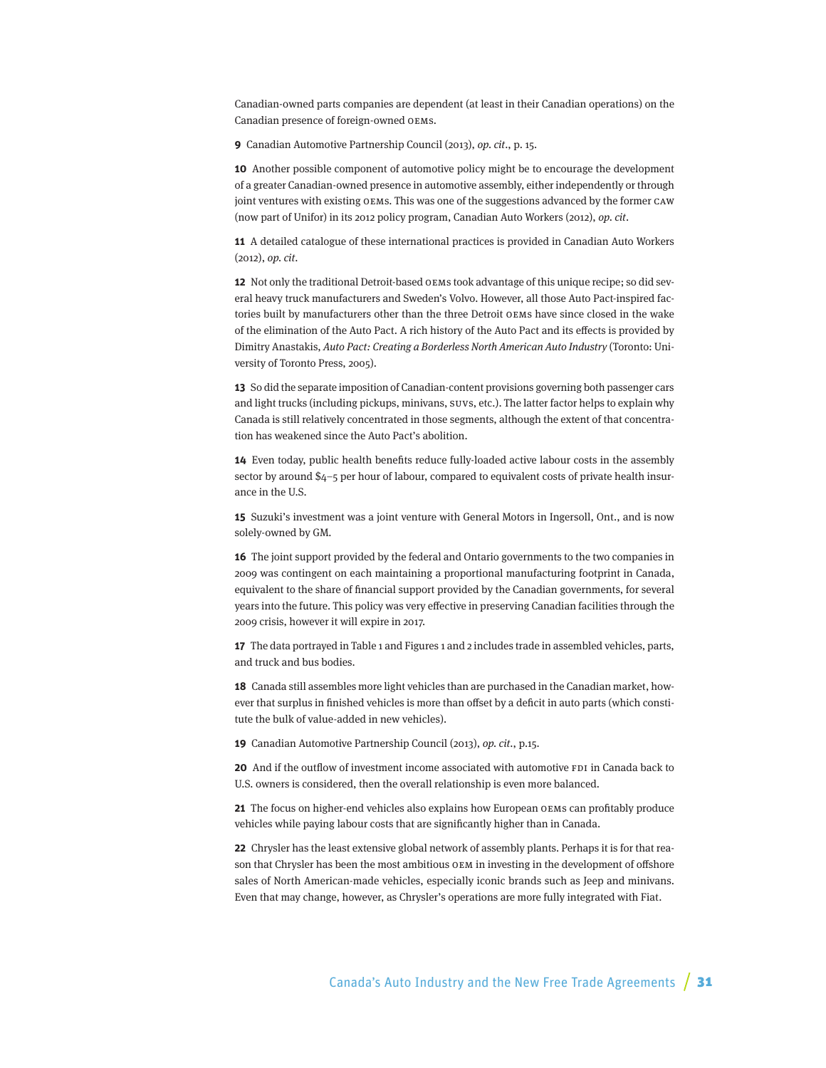Canadian-owned parts companies are dependent (at least in their Canadian operations) on the Canadian presence of foreign-owned OEMs.

**9** Canadian Automotive Partnership Council (2013), *op. cit*., p. 15.

**10** Another possible component of automotive policy might be to encourage the development of a greater Canadian-owned presence in automotive assembly, either independently or through joint ventures with existing OEMs. This was one of the suggestions advanced by the former CAW (now part of Unifor) in its 2012 policy program, Canadian Auto Workers (2012), *op. cit*.

**11** A detailed catalogue of these international practices is provided in Canadian Auto Workers (2012), *op. cit*.

**12** Not only the traditional Detroit-based OEMs took advantage of this unique recipe; so did several heavy truck manufacturers and Sweden's Volvo. However, all those Auto Pact-inspired factories built by manufacturers other than the three Detroit OEMs have since closed in the wake of the elimination of the Auto Pact. A rich history of the Auto Pact and its effects is provided by Dimitry Anastakis, *Auto Pact: Creating a Borderless North American Auto Industry* (Toronto: University of Toronto Press, 2005).

**13** So did the separate imposition of Canadian-content provisions governing both passenger cars and light trucks (including pickups, minivans, SUVs, etc.). The latter factor helps to explain why Canada is still relatively concentrated in those segments, although the extent of that concentration has weakened since the Auto Pact's abolition.

**14** Even today, public health benefits reduce fully-loaded active labour costs in the assembly sector by around $4–5 per hour of labour, compared to equivalent costs of private health insurance in the U.S.

**15** Suzuki's investment was a joint venture with General Motors in Ingersoll, Ont., and is now solely-owned by GM.

**16** The joint support provided by the federal and Ontario governments to the two companies in 2009 was contingent on each maintaining a proportional manufacturing footprint in Canada, equivalent to the share of financial support provided by the Canadian governments, for several years into the future. This policy was very effective in preserving Canadian facilities through the 2009 crisis, however it will expire in 2017.

**17** The data portrayed in Table 1 and Figures 1 and 2 includes trade in assembled vehicles, parts, and truck and bus bodies.

**18** Canada still assembles more light vehicles than are purchased in the Canadian market, however that surplus in finished vehicles is more than offset by a deficit in auto parts (which constitute the bulk of value-added in new vehicles).

**19** Canadian Automotive Partnership Council (2013), *op. cit*., p.15.

**20** And if the outflow of investment income associated with automotive FDI in Canada back to U.S. owners is considered, then the overall relationship is even more balanced.

**21** The focus on higher-end vehicles also explains how European OEMs can profitably produce vehicles while paying labour costs that are significantly higher than in Canada.

**22** Chrysler has the least extensive global network of assembly plants. Perhaps it is for that reason that Chrysler has been the most ambitious OEM in investing in the development of offshore sales of North American-made vehicles, especially iconic brands such as Jeep and minivans. Even that may change, however, as Chrysler's operations are more fully integrated with Fiat.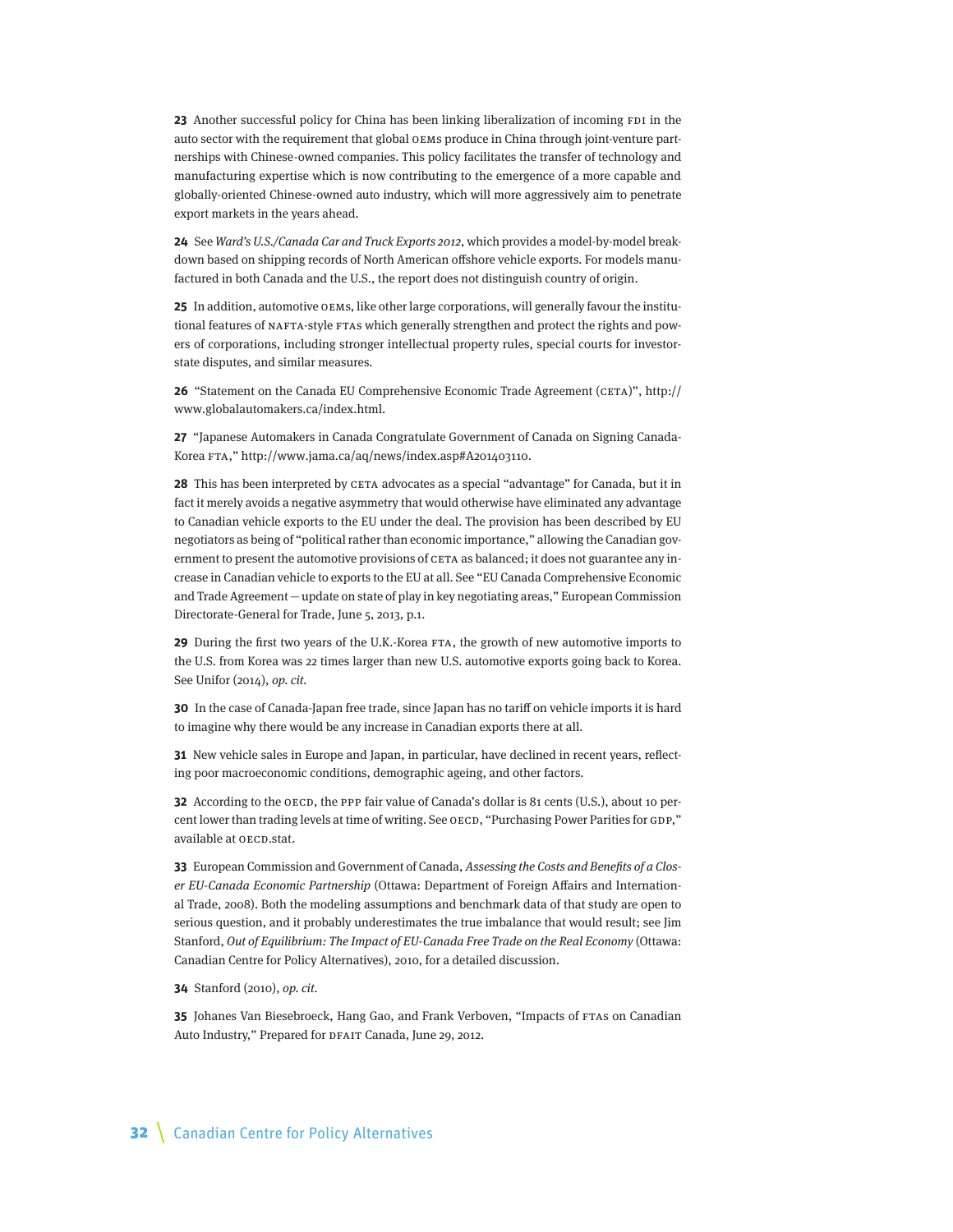**23** Another successful policy for China has been linking liberalization of incoming FDI in the auto sector with the requirement that global OEMs produce in China through joint-venture partnerships with Chinese-owned companies. This policy facilitates the transfer of technology and manufacturing expertise which is now contributing to the emergence of a more capable and globally-oriented Chinese-owned auto industry, which will more aggressively aim to penetrate export markets in the years ahead.

**24** See *Ward's U.S./Canada Car and Truck Exports 2012*, which provides a model-by-model breakdown based on shipping records of North American offshore vehicle exports. For models manufactured in both Canada and the U.S., the report does not distinguish country of origin.

**25** In addition, automotive OEMs, like other large corporations, will generally favour the institutional features of NAFTA-style FTAs which generally strengthen and protect the rights and powers of corporations, including stronger intellectual property rules, special courts for investor-state disputes, and similar measures.

**26** "Statement on the Canada EU Comprehensive Economic Trade Agreement (CETA)", http://www.globalautomakers.ca/index.html.

**27** "Japanese Automakers in Canada Congratulate Government of Canada on Signing Canada-Korea FTA," http://www.jama.ca/aq/news/index.asp#A201403110.

**28** This has been interpreted by CETA advocates as a special "advantage" for Canada, but it in fact it merely avoids a negative asymmetry that would otherwise have eliminated any advantage to Canadian vehicle exports to the EU under the deal. The provision has been described by EU negotiators as being of "political rather than economic importance," allowing the Canadian government to present the automotive provisions of CETA as balanced; it does not guarantee any increase in Canadian vehicle to exports to the EU at all. See "EU Canada Comprehensive Economic and Trade Agreement — update on state of play in key negotiating areas," European Commission Directorate-General for Trade, June 5, 2013, p.1.

**29** During the first two years of the U.K.-Korea FTA, the growth of new automotive imports to the U.S. from Korea was 22 times larger than new U.S. automotive exports going back to Korea. See Unifor (2014), *op. cit.*

**30** In the case of Canada-Japan free trade, since Japan has no tariff on vehicle imports it is hard to imagine why there would be any increase in Canadian exports there at all.

**31** New vehicle sales in Europe and Japan, in particular, have declined in recent years, reflecting poor macroeconomic conditions, demographic ageing, and other factors.

**32** According to the OECD, the PPP fair value of Canada's dollar is 81 cents (U.S.), about 10 percent lower than trading levels at time of writing. See OECD, "Purchasing Power Parities for GDP," available at OECD.stat.

**33** European Commission and Government of Canada, *Assessing the Costs and Benefits of a Closer EU-Canada Economic Partnership* (Ottawa: Department of Foreign Affairs and International Trade, 2008). Both the modeling assumptions and benchmark data of that study are open to serious question, and it probably underestimates the true imbalance that would result; see Jim Stanford, *Out of Equilibrium: The Impact of EU-Canada Free Trade on the Real Economy* (Ottawa: Canadian Centre for Policy Alternatives), 2010, for a detailed discussion.

**34** Stanford (2010), *op. cit.*

**35** Johanes Van Biesebroeck, Hang Gao, and Frank Verboven, "Impacts of FTAs on Canadian Auto Industry," Prepared for DFAIT Canada, June 29, 2012.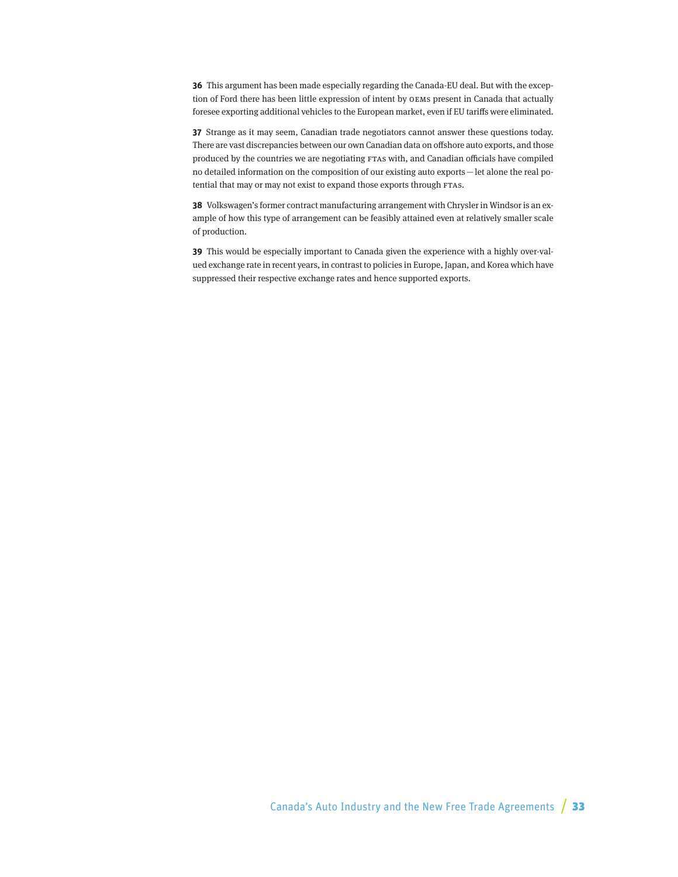**36** This argument has been made especially regarding the Canada-EU deal. But with the exception of Ford there has been little expression of intent by OEMs present in Canada that actually foresee exporting additional vehicles to the European market, even if EU tariffs were eliminated.

**37** Strange as it may seem, Canadian trade negotiators cannot answer these questions today. There are vast discrepancies between our own Canadian data on offshore auto exports, and those produced by the countries we are negotiating FTAs with, and Canadian officials have compiled no detailed information on the composition of our existing auto exports — let alone the real potential that may or may not exist to expand those exports through FTAs.

**38** Volkswagen's former contract manufacturing arrangement with Chrysler in Windsor is an example of how this type of arrangement can be feasibly attained even at relatively smaller scale of production.

**39** This would be especially important to Canada given the experience with a highly over-valued exchange rate in recent years, in contrast to policies in Europe, Japan, and Korea which have suppressed their respective exchange rates and hence supported exports.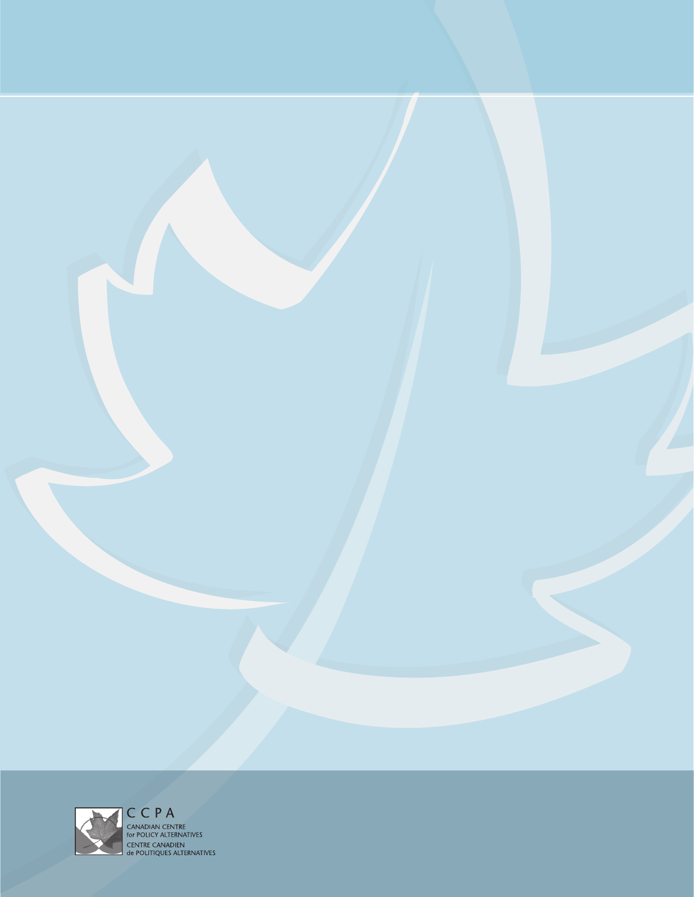CCPA

CANADIAN CENTRE
for POLICY ALTERNATIVES

CENTRE CANADIEN
de POLITIQUES ALTERNATIVES